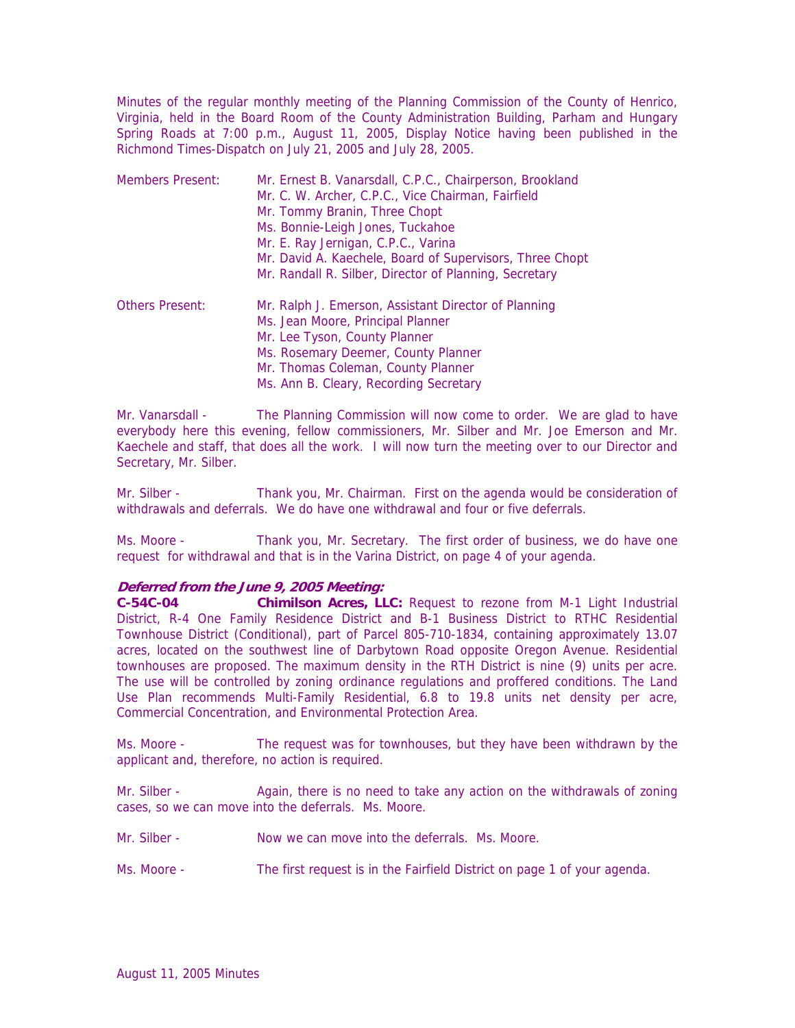Minutes of the regular monthly meeting of the Planning Commission of the County of Henrico, Virginia, held in the Board Room of the County Administration Building, Parham and Hungary Spring Roads at 7:00 p.m., August 11, 2005, Display Notice having been published in the Richmond Times-Dispatch on July 21, 2005 and July 28, 2005.

Members Present: Mr. Ernest B. Vanarsdall, C.P.C., Chairperson, Brookland
Mr. C. W. Archer, C.P.C., Vice Chairman, Fairfield
Mr. Tommy Branin, Three Chopt
Ms. Bonnie-Leigh Jones, Tuckahoe
Mr. E. Ray Jernigan, C.P.C., Varina
Mr. David A. Kaechele, Board of Supervisors, Three Chopt
Mr. Randall R. Silber, Director of Planning, Secretary

Others Present: Mr. Ralph J. Emerson, Assistant Director of Planning
Ms. Jean Moore, Principal Planner
Mr. Lee Tyson, County Planner
Ms. Rosemary Deemer, County Planner
Mr. Thomas Coleman, County Planner
Ms. Ann B. Cleary, Recording Secretary

Mr. Vanarsdall - The Planning Commission will now come to order. We are glad to have everybody here this evening, fellow commissioners, Mr. Silber and Mr. Joe Emerson and Mr. Kaechele and staff, that does all the work. I will now turn the meeting over to our Director and Secretary, Mr. Silber.

Mr. Silber - Thank you, Mr. Chairman. First on the agenda would be consideration of withdrawals and deferrals. We do have one withdrawal and four or five deferrals.

Ms. Moore - Thank you, Mr. Secretary. The first order of business, we do have one request for withdrawal and that is in the Varina District, on page 4 of your agenda.

***Deferred from the June 9, 2005 Meeting:***
**C-54C-04** **Chimilson Acres, LLC:** Request to rezone from M-1 Light Industrial District, R-4 One Family Residence District and B-1 Business District to RTHC Residential Townhouse District (Conditional), part of Parcel 805-710-1834, containing approximately 13.07 acres, located on the southwest line of Darbytown Road opposite Oregon Avenue. Residential townhouses are proposed. The maximum density in the RTH District is nine (9) units per acre. The use will be controlled by zoning ordinance regulations and proffered conditions. The Land Use Plan recommends Multi-Family Residential, 6.8 to 19.8 units net density per acre, Commercial Concentration, and Environmental Protection Area.

Ms. Moore - The request was for townhouses, but they have been withdrawn by the applicant and, therefore, no action is required.

Mr. Silber - Again, there is no need to take any action on the withdrawals of zoning cases, so we can move into the deferrals. Ms. Moore.

Mr. Silber - Now we can move into the deferrals. Ms. Moore.

Ms. Moore - The first request is in the Fairfield District on page 1 of your agenda.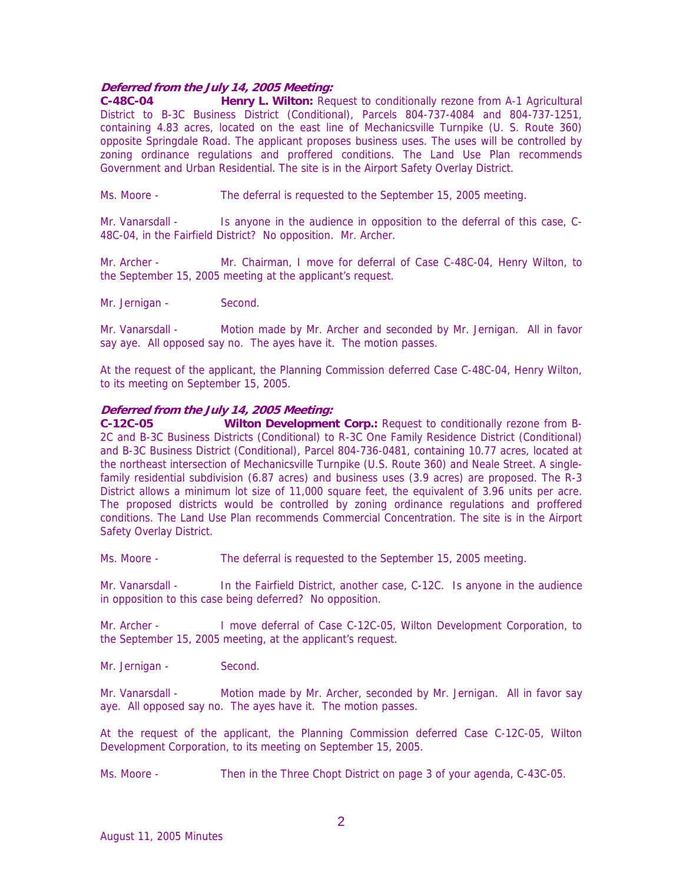***Deferred from the July 14, 2005 Meeting:***

**C-48C-04** **Henry L. Wilton:** Request to conditionally rezone from A-1 Agricultural District to B-3C Business District (Conditional), Parcels 804-737-4084 and 804-737-1251, containing 4.83 acres, located on the east line of Mechanicsville Turnpike (U. S. Route 360) opposite Springdale Road. The applicant proposes business uses. The uses will be controlled by zoning ordinance regulations and proffered conditions. The Land Use Plan recommends Government and Urban Residential. The site is in the Airport Safety Overlay District.

Ms. Moore - The deferral is requested to the September 15, 2005 meeting.

Mr. Vanarsdall - Is anyone in the audience in opposition to the deferral of this case, C-48C-04, in the Fairfield District? No opposition. Mr. Archer.

Mr. Archer - Mr. Chairman, I move for deferral of Case C-48C-04, Henry Wilton, to the September 15, 2005 meeting at the applicant's request.

Mr. Jernigan - Second.

Mr. Vanarsdall - Motion made by Mr. Archer and seconded by Mr. Jernigan. All in favor say aye. All opposed say no. The ayes have it. The motion passes.

At the request of the applicant, the Planning Commission deferred Case C-48C-04, Henry Wilton, to its meeting on September 15, 2005.

***Deferred from the July 14, 2005 Meeting:***

**C-12C-05** **Wilton Development Corp.:** Request to conditionally rezone from B-2C and B-3C Business Districts (Conditional) to R-3C One Family Residence District (Conditional) and B-3C Business District (Conditional), Parcel 804-736-0481, containing 10.77 acres, located at the northeast intersection of Mechanicsville Turnpike (U.S. Route 360) and Neale Street. A single-family residential subdivision (6.87 acres) and business uses (3.9 acres) are proposed. The R-3 District allows a minimum lot size of 11,000 square feet, the equivalent of 3.96 units per acre. The proposed districts would be controlled by zoning ordinance regulations and proffered conditions. The Land Use Plan recommends Commercial Concentration. The site is in the Airport Safety Overlay District.

Ms. Moore - The deferral is requested to the September 15, 2005 meeting.

Mr. Vanarsdall - In the Fairfield District, another case, C-12C. Is anyone in the audience in opposition to this case being deferred? No opposition.

Mr. Archer - I move deferral of Case C-12C-05, Wilton Development Corporation, to the September 15, 2005 meeting, at the applicant's request.

Mr. Jernigan - Second.

Mr. Vanarsdall - Motion made by Mr. Archer, seconded by Mr. Jernigan. All in favor say aye. All opposed say no. The ayes have it. The motion passes.

At the request of the applicant, the Planning Commission deferred Case C-12C-05, Wilton Development Corporation, to its meeting on September 15, 2005.

Ms. Moore - Then in the Three Chopt District on page 3 of your agenda, C-43C-05.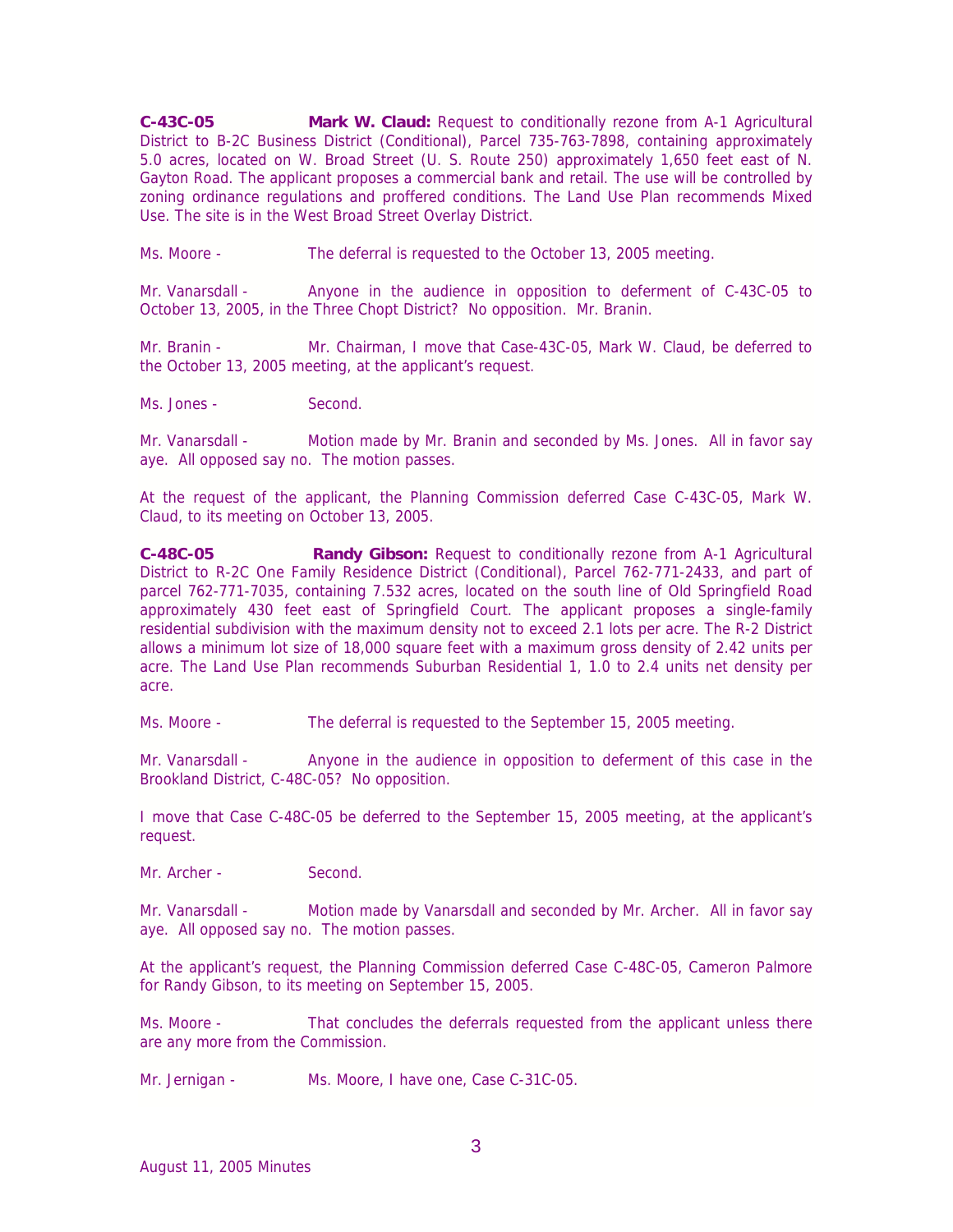**C-43C-05** **Mark W. Claud:** Request to conditionally rezone from A-1 Agricultural District to B-2C Business District (Conditional), Parcel 735-763-7898, containing approximately 5.0 acres, located on W. Broad Street (U. S. Route 250) approximately 1,650 feet east of N. Gayton Road. The applicant proposes a commercial bank and retail. The use will be controlled by zoning ordinance regulations and proffered conditions. The Land Use Plan recommends Mixed Use. The site is in the West Broad Street Overlay District.

Ms. Moore - The deferral is requested to the October 13, 2005 meeting.

Mr. Vanarsdall - Anyone in the audience in opposition to deferment of C-43C-05 to October 13, 2005, in the Three Chopt District? No opposition. Mr. Branin.

Mr. Branin - Mr. Chairman, I move that Case-43C-05, Mark W. Claud, be deferred to the October 13, 2005 meeting, at the applicant's request.

Ms. Jones - Second.

Mr. Vanarsdall - Motion made by Mr. Branin and seconded by Ms. Jones. All in favor say aye. All opposed say no. The motion passes.

At the request of the applicant, the Planning Commission deferred Case C-43C-05, Mark W. Claud, to its meeting on October 13, 2005.

**C-48C-05** **Randy Gibson:** Request to conditionally rezone from A-1 Agricultural District to R-2C One Family Residence District (Conditional), Parcel 762-771-2433, and part of parcel 762-771-7035, containing 7.532 acres, located on the south line of Old Springfield Road approximately 430 feet east of Springfield Court. The applicant proposes a single-family residential subdivision with the maximum density not to exceed 2.1 lots per acre. The R-2 District allows a minimum lot size of 18,000 square feet with a maximum gross density of 2.42 units per acre. The Land Use Plan recommends Suburban Residential 1, 1.0 to 2.4 units net density per acre.

Ms. Moore - The deferral is requested to the September 15, 2005 meeting.

Mr. Vanarsdall - Anyone in the audience in opposition to deferment of this case in the Brookland District, C-48C-05? No opposition.

I move that Case C-48C-05 be deferred to the September 15, 2005 meeting, at the applicant's request.

Mr. Archer - Second.

Mr. Vanarsdall - Motion made by Vanarsdall and seconded by Mr. Archer. All in favor say aye. All opposed say no. The motion passes.

At the applicant's request, the Planning Commission deferred Case C-48C-05, Cameron Palmore for Randy Gibson, to its meeting on September 15, 2005.

Ms. Moore - That concludes the deferrals requested from the applicant unless there are any more from the Commission.

Mr. Jernigan - Ms. Moore, I have one, Case C-31C-05.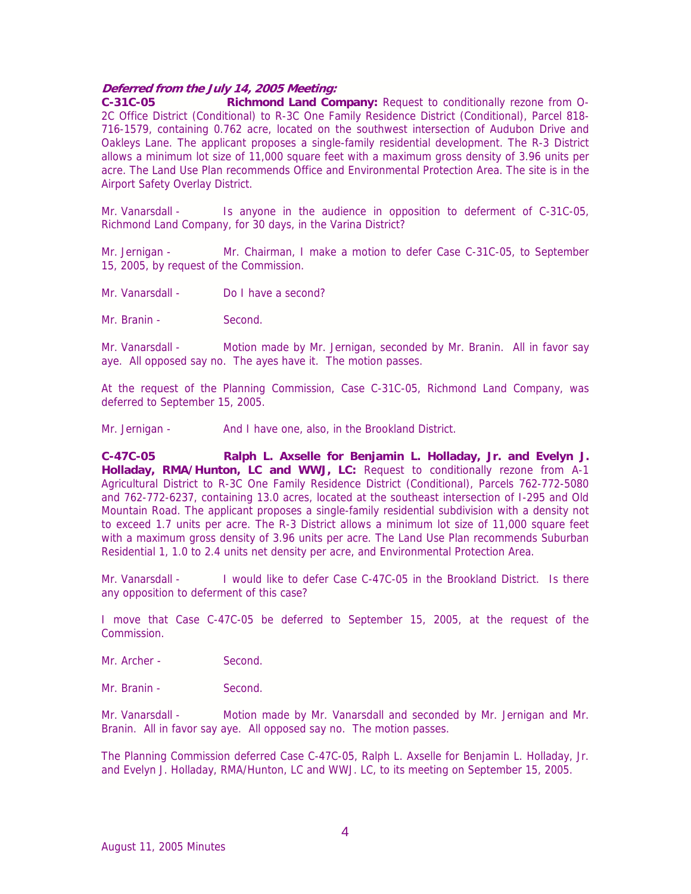***Deferred from the July 14, 2005 Meeting:***

**C-31C-05 Richmond Land Company:** Request to conditionally rezone from O-2C Office District (Conditional) to R-3C One Family Residence District (Conditional), Parcel 818-716-1579, containing 0.762 acre, located on the southwest intersection of Audubon Drive and Oakleys Lane. The applicant proposes a single-family residential development. The R-3 District allows a minimum lot size of 11,000 square feet with a maximum gross density of 3.96 units per acre. The Land Use Plan recommends Office and Environmental Protection Area. The site is in the Airport Safety Overlay District.

Mr. Vanarsdall - Is anyone in the audience in opposition to deferment of C-31C-05, Richmond Land Company, for 30 days, in the Varina District?

Mr. Jernigan - Mr. Chairman, I make a motion to defer Case C-31C-05, to September 15, 2005, by request of the Commission.

Mr. Vanarsdall - Do I have a second?

Mr. Branin - Second.

Mr. Vanarsdall - Motion made by Mr. Jernigan, seconded by Mr. Branin. All in favor say aye. All opposed say no. The ayes have it. The motion passes.

At the request of the Planning Commission, Case C-31C-05, Richmond Land Company, was deferred to September 15, 2005.

Mr. Jernigan - And I have one, also, in the Brookland District.

**C-47C-05 Ralph L. Axselle for Benjamin L. Holladay, Jr. and Evelyn J. Holladay, RMA/Hunton, LC and WWJ, LC:** Request to conditionally rezone from A-1 Agricultural District to R-3C One Family Residence District (Conditional), Parcels 762-772-5080 and 762-772-6237, containing 13.0 acres, located at the southeast intersection of I-295 and Old Mountain Road. The applicant proposes a single-family residential subdivision with a density not to exceed 1.7 units per acre. The R-3 District allows a minimum lot size of 11,000 square feet with a maximum gross density of 3.96 units per acre. The Land Use Plan recommends Suburban Residential 1, 1.0 to 2.4 units net density per acre, and Environmental Protection Area.

Mr. Vanarsdall - I would like to defer Case C-47C-05 in the Brookland District. Is there any opposition to deferment of this case?

I move that Case C-47C-05 be deferred to September 15, 2005, at the request of the Commission.

Mr. Archer - Second.

Mr. Branin - Second.

Mr. Vanarsdall - Motion made by Mr. Vanarsdall and seconded by Mr. Jernigan and Mr. Branin. All in favor say aye. All opposed say no. The motion passes.

The Planning Commission deferred Case C-47C-05, Ralph L. Axselle for Benjamin L. Holladay, Jr. and Evelyn J. Holladay, RMA/Hunton, LC and WWJ. LC, to its meeting on September 15, 2005.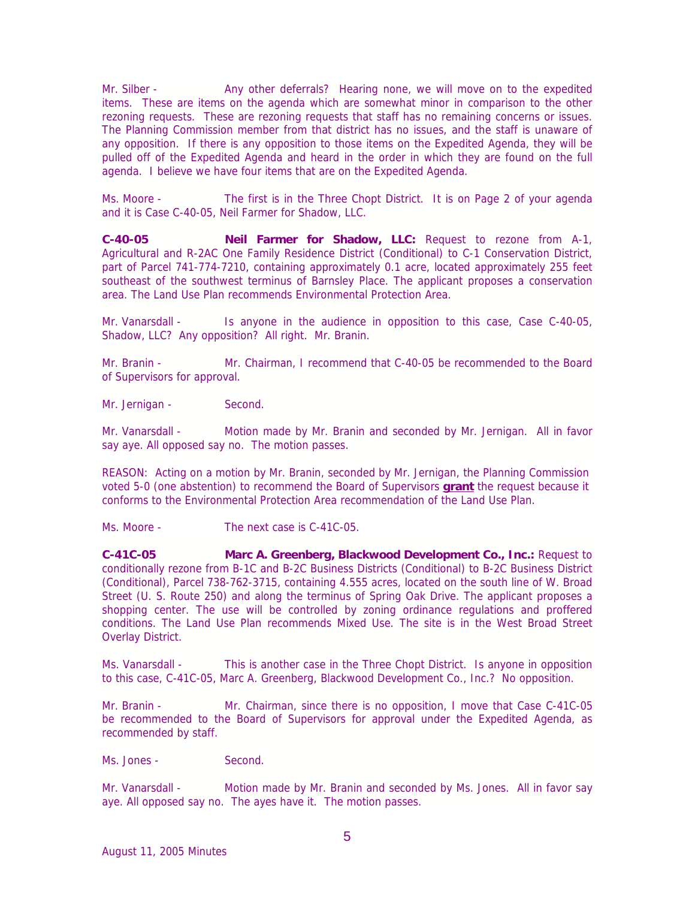Mr. Silber - Any other deferrals? Hearing none, we will move on to the expedited items. These are items on the agenda which are somewhat minor in comparison to the other rezoning requests. These are rezoning requests that staff has no remaining concerns or issues. The Planning Commission member from that district has no issues, and the staff is unaware of any opposition. If there is any opposition to those items on the Expedited Agenda, they will be pulled off of the Expedited Agenda and heard in the order in which they are found on the full agenda. I believe we have four items that are on the Expedited Agenda.

Ms. Moore - The first is in the Three Chopt District. It is on Page 2 of your agenda and it is Case C-40-05, Neil Farmer for Shadow, LLC.

**C-40-05** **Neil Farmer for Shadow, LLC:** Request to rezone from A-1, Agricultural and R-2AC One Family Residence District (Conditional) to C-1 Conservation District, part of Parcel 741-774-7210, containing approximately 0.1 acre, located approximately 255 feet southeast of the southwest terminus of Barnsley Place. The applicant proposes a conservation area. The Land Use Plan recommends Environmental Protection Area.

Mr. Vanarsdall - Is anyone in the audience in opposition to this case, Case C-40-05, Shadow, LLC? Any opposition? All right. Mr. Branin.

Mr. Branin - Mr. Chairman, I recommend that C-40-05 be recommended to the Board of Supervisors for approval.

Mr. Jernigan - Second.

Mr. Vanarsdall - Motion made by Mr. Branin and seconded by Mr. Jernigan. All in favor say aye. All opposed say no. The motion passes.

REASON: Acting on a motion by Mr. Branin, seconded by Mr. Jernigan, the Planning Commission voted 5-0 (one abstention) to recommend the Board of Supervisors **grant** the request because it conforms to the Environmental Protection Area recommendation of the Land Use Plan.

Ms. Moore - The next case is C-41C-05.

**C-41C-05** **Marc A. Greenberg, Blackwood Development Co., Inc.:** Request to conditionally rezone from B-1C and B-2C Business Districts (Conditional) to B-2C Business District (Conditional), Parcel 738-762-3715, containing 4.555 acres, located on the south line of W. Broad Street (U. S. Route 250) and along the terminus of Spring Oak Drive. The applicant proposes a shopping center. The use will be controlled by zoning ordinance regulations and proffered conditions. The Land Use Plan recommends Mixed Use. The site is in the West Broad Street Overlay District.

Ms. Vanarsdall - This is another case in the Three Chopt District. Is anyone in opposition to this case, C-41C-05, Marc A. Greenberg, Blackwood Development Co., Inc.? No opposition.

Mr. Branin - Mr. Chairman, since there is no opposition, I move that Case C-41C-05 be recommended to the Board of Supervisors for approval under the Expedited Agenda, as recommended by staff.

Ms. Jones - Second.

Mr. Vanarsdall - Motion made by Mr. Branin and seconded by Ms. Jones. All in favor say aye. All opposed say no. The ayes have it. The motion passes.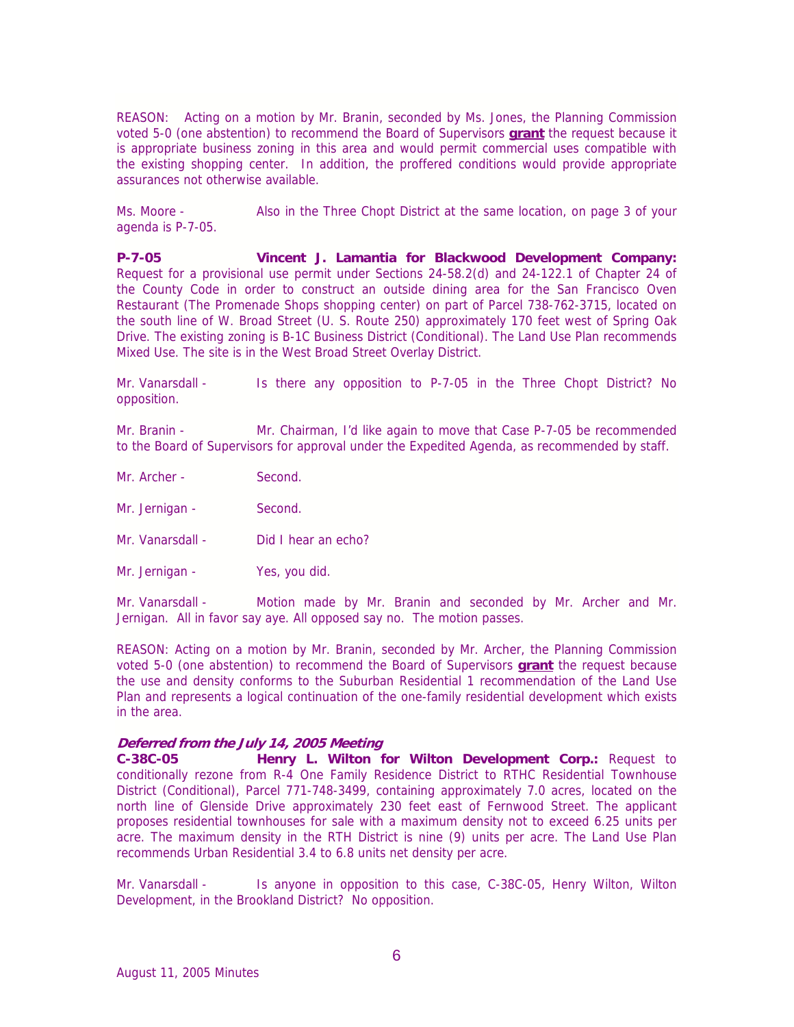REASON: Acting on a motion by Mr. Branin, seconded by Ms. Jones, the Planning Commission voted 5-0 (one abstention) to recommend the Board of Supervisors **grant** the request because it is appropriate business zoning in this area and would permit commercial uses compatible with the existing shopping center. In addition, the proffered conditions would provide appropriate assurances not otherwise available.

Ms. Moore - Also in the Three Chopt District at the same location, on page 3 of your agenda is P-7-05.

**P-7-05 Vincent J. Lamantia for Blackwood Development Company:** Request for a provisional use permit under Sections 24-58.2(d) and 24-122.1 of Chapter 24 of the County Code in order to construct an outside dining area for the San Francisco Oven Restaurant (The Promenade Shops shopping center) on part of Parcel 738-762-3715, located on the south line of W. Broad Street (U. S. Route 250) approximately 170 feet west of Spring Oak Drive. The existing zoning is B-1C Business District (Conditional). The Land Use Plan recommends Mixed Use. The site is in the West Broad Street Overlay District.

Mr. Vanarsdall - Is there any opposition to P-7-05 in the Three Chopt District? No opposition.

Mr. Branin - Mr. Chairman, I'd like again to move that Case P-7-05 be recommended to the Board of Supervisors for approval under the Expedited Agenda, as recommended by staff.

Mr. Archer - Second.

Mr. Jernigan - Second.

Mr. Vanarsdall - Did I hear an echo?

Mr. Jernigan - Yes, you did.

Mr. Vanarsdall - Motion made by Mr. Branin and seconded by Mr. Archer and Mr. Jernigan. All in favor say aye. All opposed say no. The motion passes.

REASON: Acting on a motion by Mr. Branin, seconded by Mr. Archer, the Planning Commission voted 5-0 (one abstention) to recommend the Board of Supervisors **grant** the request because the use and density conforms to the Suburban Residential 1 recommendation of the Land Use Plan and represents a logical continuation of the one-family residential development which exists in the area.

***Deferred from the July 14, 2005 Meeting***

**C-38C-05 Henry L. Wilton for Wilton Development Corp.:** Request to conditionally rezone from R-4 One Family Residence District to RTHC Residential Townhouse District (Conditional), Parcel 771-748-3499, containing approximately 7.0 acres, located on the north line of Glenside Drive approximately 230 feet east of Fernwood Street. The applicant proposes residential townhouses for sale with a maximum density not to exceed 6.25 units per acre. The maximum density in the RTH District is nine (9) units per acre. The Land Use Plan recommends Urban Residential 3.4 to 6.8 units net density per acre.

Mr. Vanarsdall - Is anyone in opposition to this case, C-38C-05, Henry Wilton, Wilton Development, in the Brookland District? No opposition.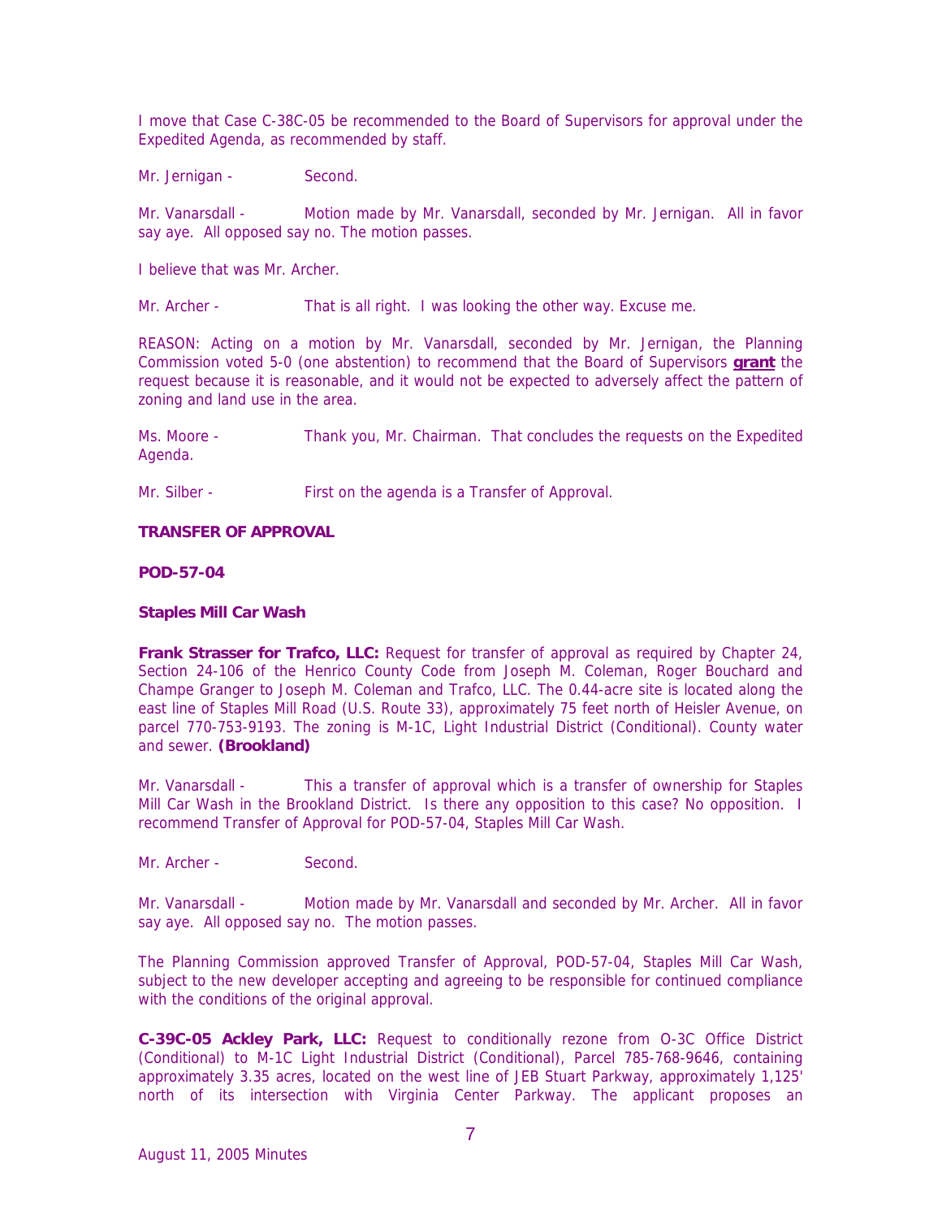I move that Case C-38C-05 be recommended to the Board of Supervisors for approval under the Expedited Agenda, as recommended by staff.

Mr. Jernigan - Second.

Mr. Vanarsdall - Motion made by Mr. Vanarsdall, seconded by Mr. Jernigan. All in favor say aye. All opposed say no. The motion passes.

I believe that was Mr. Archer.

Mr. Archer - That is all right. I was looking the other way. Excuse me.

REASON: Acting on a motion by Mr. Vanarsdall, seconded by Mr. Jernigan, the Planning Commission voted 5-0 (one abstention) to recommend that the Board of Supervisors **grant** the request because it is reasonable, and it would not be expected to adversely affect the pattern of zoning and land use in the area.

Ms. Moore - Thank you, Mr. Chairman. That concludes the requests on the Expedited Agenda.

Mr. Silber - First on the agenda is a Transfer of Approval.

**TRANSFER OF APPROVAL**

**POD-57-04**

**Staples Mill Car Wash**

**Frank Strasser for Trafco, LLC:** Request for transfer of approval as required by Chapter 24, Section 24-106 of the Henrico County Code from Joseph M. Coleman, Roger Bouchard and Champe Granger to Joseph M. Coleman and Trafco, LLC. The 0.44-acre site is located along the east line of Staples Mill Road (U.S. Route 33), approximately 75 feet north of Heisler Avenue, on parcel 770-753-9193. The zoning is M-1C, Light Industrial District (Conditional). County water and sewer. **(Brookland)**

Mr. Vanarsdall - This a transfer of approval which is a transfer of ownership for Staples Mill Car Wash in the Brookland District. Is there any opposition to this case? No opposition. I recommend Transfer of Approval for POD-57-04, Staples Mill Car Wash.

Mr. Archer - Second.

Mr. Vanarsdall - Motion made by Mr. Vanarsdall and seconded by Mr. Archer. All in favor say aye. All opposed say no. The motion passes.

The Planning Commission approved Transfer of Approval, POD-57-04, Staples Mill Car Wash, subject to the new developer accepting and agreeing to be responsible for continued compliance with the conditions of the original approval.

**C-39C-05 Ackley Park, LLC:** Request to conditionally rezone from O-3C Office District (Conditional) to M-1C Light Industrial District (Conditional), Parcel 785-768-9646, containing approximately 3.35 acres, located on the west line of JEB Stuart Parkway, approximately 1,125' north of its intersection with Virginia Center Parkway. The applicant proposes an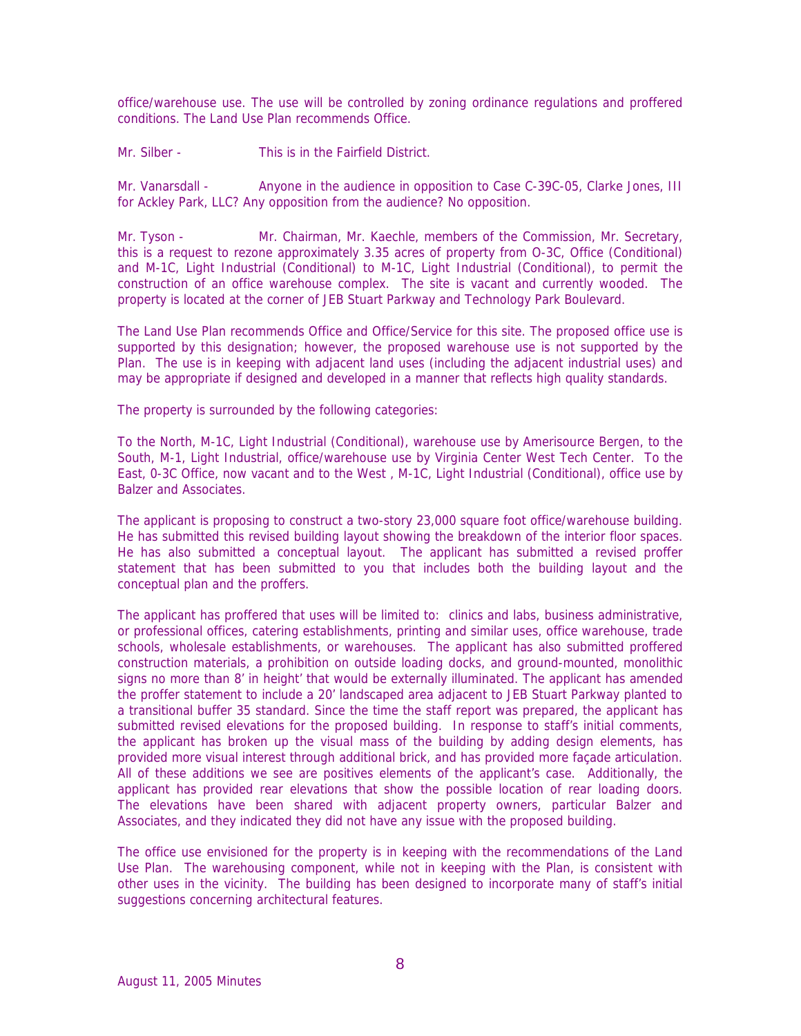office/warehouse use. The use will be controlled by zoning ordinance regulations and proffered conditions. The Land Use Plan recommends Office.

Mr. Silber - This is in the Fairfield District.

Mr. Vanarsdall - Anyone in the audience in opposition to Case C-39C-05, Clarke Jones, III for Ackley Park, LLC? Any opposition from the audience? No opposition.

Mr. Tyson - Mr. Chairman, Mr. Kaechle, members of the Commission, Mr. Secretary, this is a request to rezone approximately 3.35 acres of property from O-3C, Office (Conditional) and M-1C, Light Industrial (Conditional) to M-1C, Light Industrial (Conditional), to permit the construction of an office warehouse complex. The site is vacant and currently wooded. The property is located at the corner of JEB Stuart Parkway and Technology Park Boulevard.

The Land Use Plan recommends Office and Office/Service for this site. The proposed office use is supported by this designation; however, the proposed warehouse use is not supported by the Plan. The use is in keeping with adjacent land uses (including the adjacent industrial uses) and may be appropriate if designed and developed in a manner that reflects high quality standards.

The property is surrounded by the following categories:

To the North, M-1C, Light Industrial (Conditional), warehouse use by Amerisource Bergen, to the South, M-1, Light Industrial, office/warehouse use by Virginia Center West Tech Center. To the East, 0-3C Office, now vacant and to the West , M-1C, Light Industrial (Conditional), office use by Balzer and Associates.

The applicant is proposing to construct a two-story 23,000 square foot office/warehouse building. He has submitted this revised building layout showing the breakdown of the interior floor spaces. He has also submitted a conceptual layout. The applicant has submitted a revised proffer statement that has been submitted to you that includes both the building layout and the conceptual plan and the proffers.

The applicant has proffered that uses will be limited to: clinics and labs, business administrative, or professional offices, catering establishments, printing and similar uses, office warehouse, trade schools, wholesale establishments, or warehouses. The applicant has also submitted proffered construction materials, a prohibition on outside loading docks, and ground-mounted, monolithic signs no more than 8' in height' that would be externally illuminated. The applicant has amended the proffer statement to include a 20' landscaped area adjacent to JEB Stuart Parkway planted to a transitional buffer 35 standard. Since the time the staff report was prepared, the applicant has submitted revised elevations for the proposed building. In response to staff's initial comments, the applicant has broken up the visual mass of the building by adding design elements, has provided more visual interest through additional brick, and has provided more façade articulation. All of these additions we see are positives elements of the applicant's case. Additionally, the applicant has provided rear elevations that show the possible location of rear loading doors. The elevations have been shared with adjacent property owners, particular Balzer and Associates, and they indicated they did not have any issue with the proposed building.

The office use envisioned for the property is in keeping with the recommendations of the Land Use Plan. The warehousing component, while not in keeping with the Plan, is consistent with other uses in the vicinity. The building has been designed to incorporate many of staff's initial suggestions concerning architectural features.

August 11, 2005 Minutes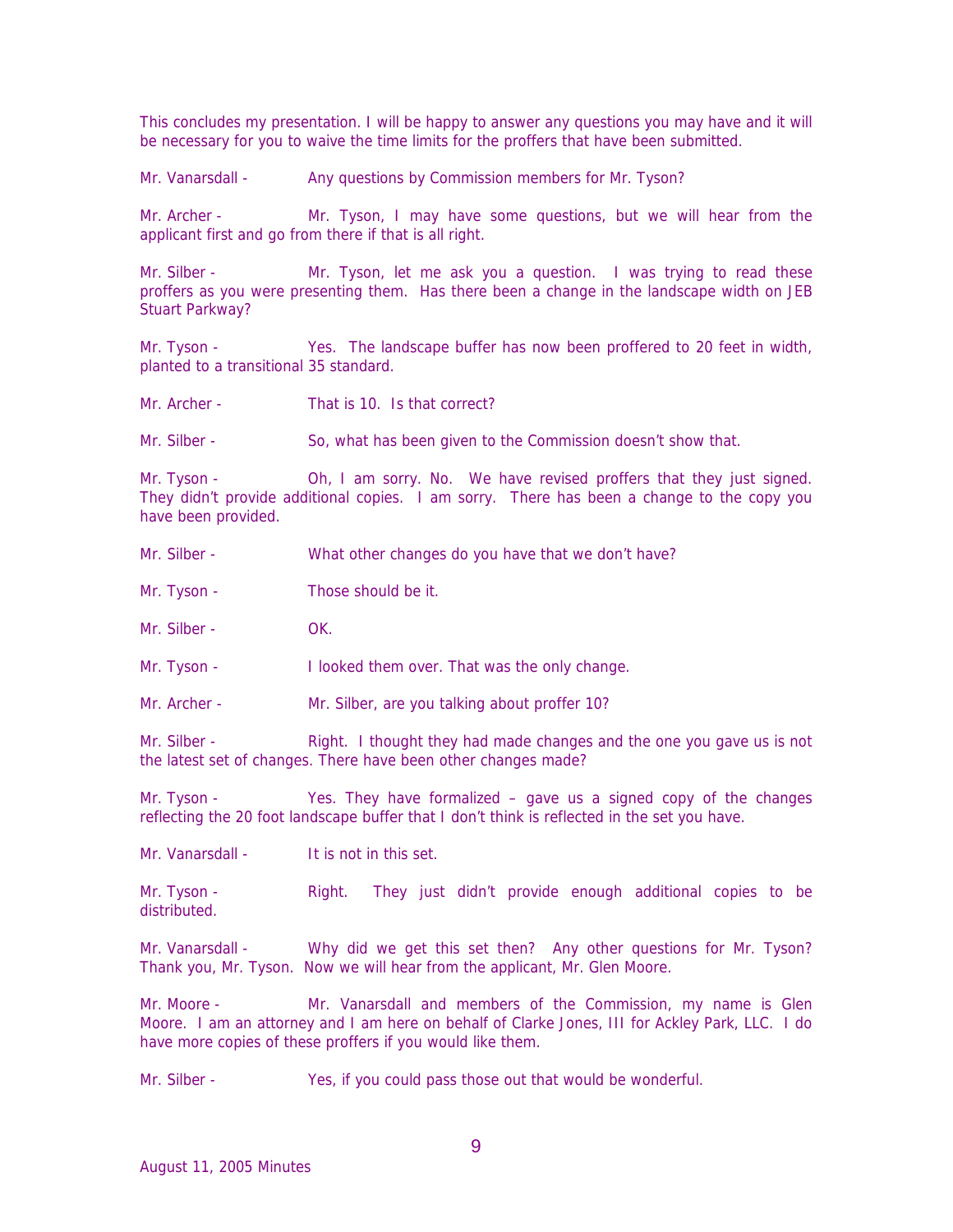This concludes my presentation. I will be happy to answer any questions you may have and it will be necessary for you to waive the time limits for the proffers that have been submitted.

Mr. Vanarsdall - Any questions by Commission members for Mr. Tyson?

Mr. Archer - Mr. Tyson, I may have some questions, but we will hear from the applicant first and go from there if that is all right.

Mr. Silber - Mr. Tyson, let me ask you a question. I was trying to read these proffers as you were presenting them. Has there been a change in the landscape width on JEB Stuart Parkway?

Mr. Tyson - Yes. The landscape buffer has now been proffered to 20 feet in width, planted to a transitional 35 standard.

Mr. Archer - That is 10. Is that correct?

Mr. Silber - So, what has been given to the Commission doesn't show that.

Mr. Tyson - Oh, I am sorry. No. We have revised proffers that they just signed. They didn't provide additional copies. I am sorry. There has been a change to the copy you have been provided.

Mr. Silber - What other changes do you have that we don't have?

Mr. Tyson - Those should be it.

Mr. Silber - OK.

Mr. Tyson - I looked them over. That was the only change.

Mr. Archer - Mr. Silber, are you talking about proffer 10?

Mr. Silber - Right. I thought they had made changes and the one you gave us is not the latest set of changes. There have been other changes made?

Mr. Tyson - Yes. They have formalized – gave us a signed copy of the changes reflecting the 20 foot landscape buffer that I don't think is reflected in the set you have.

Mr. Vanarsdall - It is not in this set.

Mr. Tyson - Right. They just didn't provide enough additional copies to be distributed.

Mr. Vanarsdall - Why did we get this set then? Any other questions for Mr. Tyson? Thank you, Mr. Tyson. Now we will hear from the applicant, Mr. Glen Moore.

Mr. Moore - Mr. Vanarsdall and members of the Commission, my name is Glen Moore. I am an attorney and I am here on behalf of Clarke Jones, III for Ackley Park, LLC. I do have more copies of these proffers if you would like them.

Mr. Silber - Yes, if you could pass those out that would be wonderful.

August 11, 2005 Minutes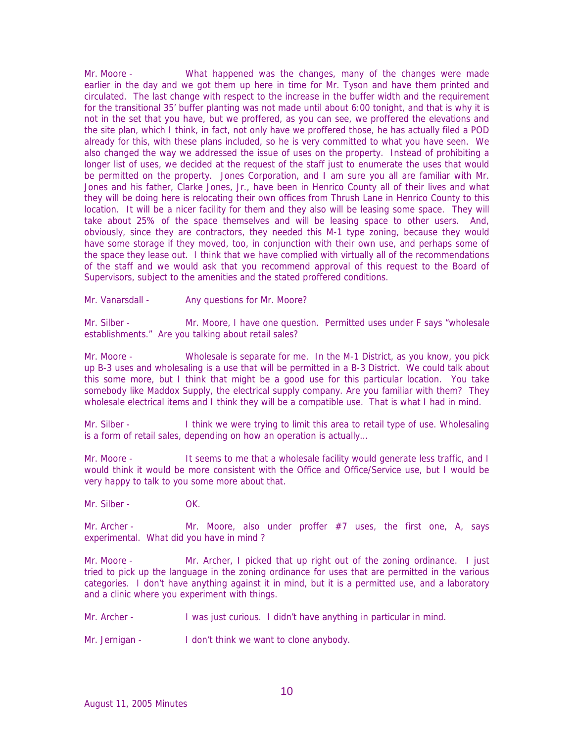Mr. Moore - What happened was the changes, many of the changes were made earlier in the day and we got them up here in time for Mr. Tyson and have them printed and circulated. The last change with respect to the increase in the buffer width and the requirement for the transitional 35' buffer planting was not made until about 6:00 tonight, and that is why it is not in the set that you have, but we proffered, as you can see, we proffered the elevations and the site plan, which I think, in fact, not only have we proffered those, he has actually filed a POD already for this, with these plans included, so he is very committed to what you have seen. We also changed the way we addressed the issue of uses on the property. Instead of prohibiting a longer list of uses, we decided at the request of the staff just to enumerate the uses that would be permitted on the property. Jones Corporation, and I am sure you all are familiar with Mr. Jones and his father, Clarke Jones, Jr., have been in Henrico County all of their lives and what they will be doing here is relocating their own offices from Thrush Lane in Henrico County to this location. It will be a nicer facility for them and they also will be leasing some space. They will take about 25% of the space themselves and will be leasing space to other users. And, obviously, since they are contractors, they needed this M-1 type zoning, because they would have some storage if they moved, too, in conjunction with their own use, and perhaps some of the space they lease out. I think that we have complied with virtually all of the recommendations of the staff and we would ask that you recommend approval of this request to the Board of Supervisors, subject to the amenities and the stated proffered conditions.

Mr. Vanarsdall - Any questions for Mr. Moore?

Mr. Silber - Mr. Moore, I have one question. Permitted uses under F says "wholesale establishments." Are you talking about retail sales?

Mr. Moore - Wholesale is separate for me. In the M-1 District, as you know, you pick up B-3 uses and wholesaling is a use that will be permitted in a B-3 District. We could talk about this some more, but I think that might be a good use for this particular location. You take somebody like Maddox Supply, the electrical supply company. Are you familiar with them? They wholesale electrical items and I think they will be a compatible use. That is what I had in mind.

Mr. Silber - I think we were trying to limit this area to retail type of use. Wholesaling is a form of retail sales, depending on how an operation is actually…

Mr. Moore - It seems to me that a wholesale facility would generate less traffic, and I would think it would be more consistent with the Office and Office/Service use, but I would be very happy to talk to you some more about that.

Mr. Silber - OK.

Mr. Archer - Mr. Moore, also under proffer #7 uses, the first one, A, says experimental. What did you have in mind ?

Mr. Moore - Mr. Archer, I picked that up right out of the zoning ordinance. I just tried to pick up the language in the zoning ordinance for uses that are permitted in the various categories. I don't have anything against it in mind, but it is a permitted use, and a laboratory and a clinic where you experiment with things.

Mr. Archer - I was just curious. I didn't have anything in particular in mind.

Mr. Jernigan - I don't think we want to clone anybody.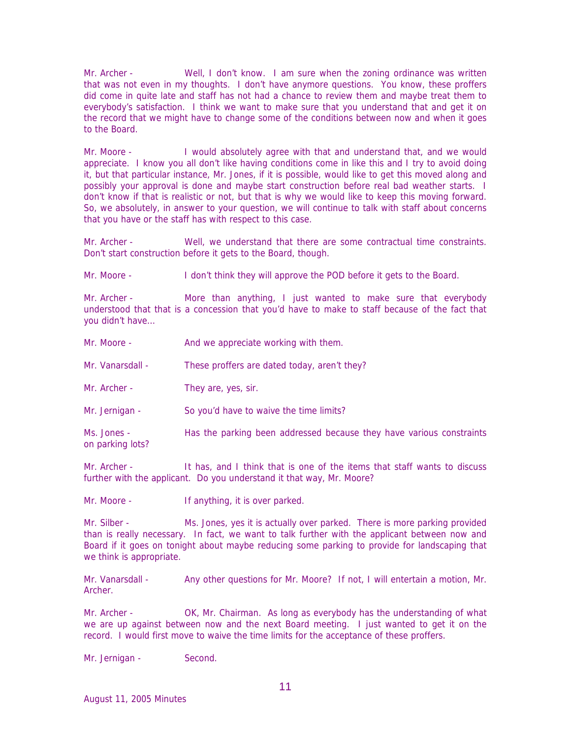Mr. Archer - Well, I don't know. I am sure when the zoning ordinance was written that was not even in my thoughts. I don't have anymore questions. You know, these proffers did come in quite late and staff has not had a chance to review them and maybe treat them to everybody's satisfaction. I think we want to make sure that you understand that and get it on the record that we might have to change some of the conditions between now and when it goes to the Board.

Mr. Moore - I would absolutely agree with that and understand that, and we would appreciate. I know you all don't like having conditions come in like this and I try to avoid doing it, but that particular instance, Mr. Jones, if it is possible, would like to get this moved along and possibly your approval is done and maybe start construction before real bad weather starts. I don't know if that is realistic or not, but that is why we would like to keep this moving forward. So, we absolutely, in answer to your question, we will continue to talk with staff about concerns that you have or the staff has with respect to this case.

Mr. Archer - Well, we understand that there are some contractual time constraints. Don't start construction before it gets to the Board, though.

Mr. Moore - I don't think they will approve the POD before it gets to the Board.

Mr. Archer - More than anything, I just wanted to make sure that everybody understood that that is a concession that you'd have to make to staff because of the fact that you didn't have…

Mr. Moore - And we appreciate working with them.

Mr. Vanarsdall - These proffers are dated today, aren't they?

Mr. Archer - They are, yes, sir.

Mr. Jernigan - So you'd have to waive the time limits?

Ms. Jones - Has the parking been addressed because they have various constraints on parking lots?

Mr. Archer - It has, and I think that is one of the items that staff wants to discuss further with the applicant. Do you understand it that way, Mr. Moore?

Mr. Moore - If anything, it is over parked.

Mr. Silber - Ms. Jones, yes it is actually over parked. There is more parking provided than is really necessary. In fact, we want to talk further with the applicant between now and Board if it goes on tonight about maybe reducing some parking to provide for landscaping that we think is appropriate.

Mr. Vanarsdall - Any other questions for Mr. Moore? If not, I will entertain a motion, Mr. Archer.

Mr. Archer - OK, Mr. Chairman. As long as everybody has the understanding of what we are up against between now and the next Board meeting. I just wanted to get it on the record. I would first move to waive the time limits for the acceptance of these proffers.

Mr. Jernigan - Second.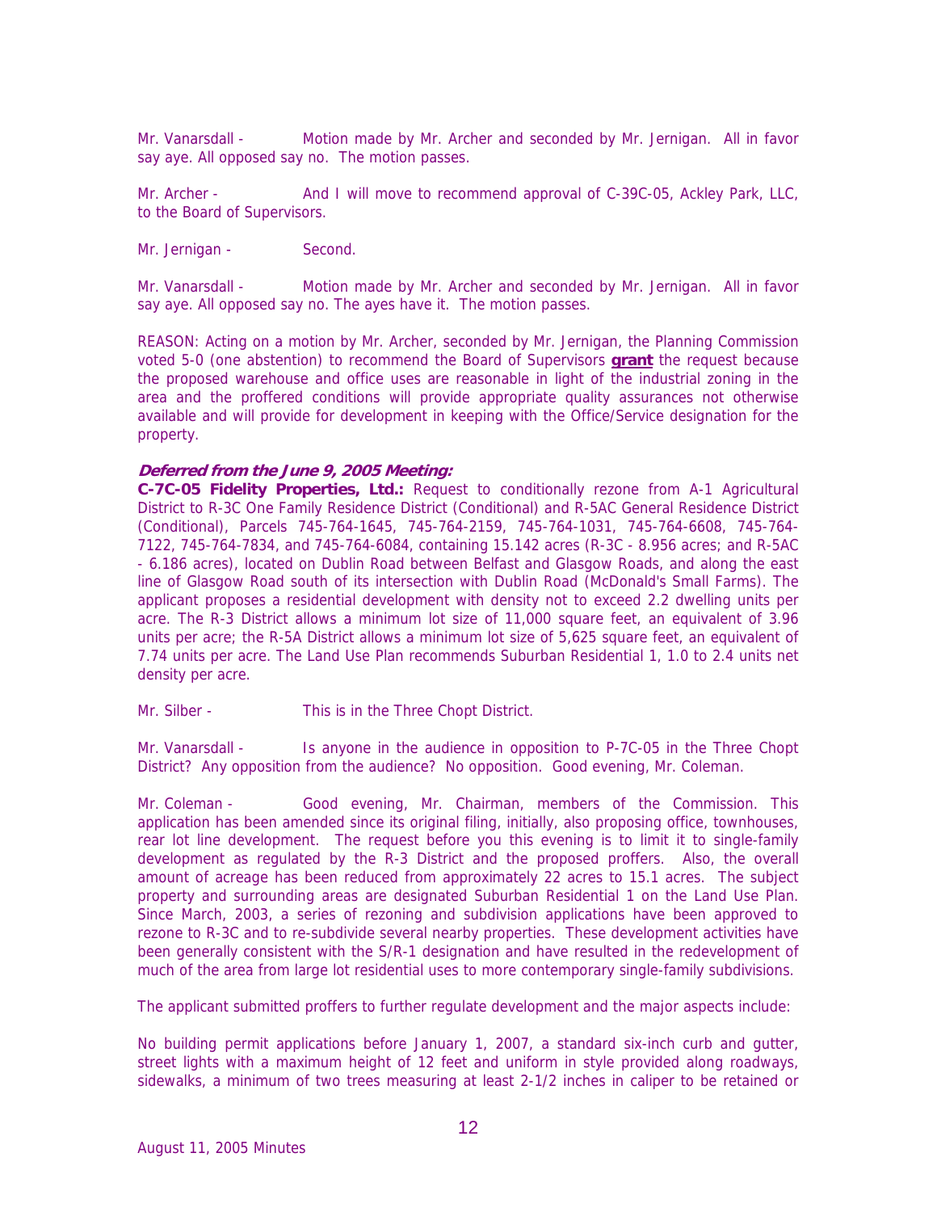Mr. Vanarsdall - Motion made by Mr. Archer and seconded by Mr. Jernigan. All in favor say aye. All opposed say no. The motion passes.

Mr. Archer - And I will move to recommend approval of C-39C-05, Ackley Park, LLC, to the Board of Supervisors.

Mr. Jernigan - Second.

Mr. Vanarsdall - Motion made by Mr. Archer and seconded by Mr. Jernigan. All in favor say aye. All opposed say no. The ayes have it. The motion passes.

REASON: Acting on a motion by Mr. Archer, seconded by Mr. Jernigan, the Planning Commission voted 5-0 (one abstention) to recommend the Board of Supervisors **grant** the request because the proposed warehouse and office uses are reasonable in light of the industrial zoning in the area and the proffered conditions will provide appropriate quality assurances not otherwise available and will provide for development in keeping with the Office/Service designation for the property.

***Deferred from the June 9, 2005 Meeting:***

**C-7C-05 Fidelity Properties, Ltd.:** Request to conditionally rezone from A-1 Agricultural District to R-3C One Family Residence District (Conditional) and R-5AC General Residence District (Conditional), Parcels 745-764-1645, 745-764-2159, 745-764-1031, 745-764-6608, 745-764-7122, 745-764-7834, and 745-764-6084, containing 15.142 acres (R-3C - 8.956 acres; and R-5AC - 6.186 acres), located on Dublin Road between Belfast and Glasgow Roads, and along the east line of Glasgow Road south of its intersection with Dublin Road (McDonald's Small Farms). The applicant proposes a residential development with density not to exceed 2.2 dwelling units per acre. The R-3 District allows a minimum lot size of 11,000 square feet, an equivalent of 3.96 units per acre; the R-5A District allows a minimum lot size of 5,625 square feet, an equivalent of 7.74 units per acre. The Land Use Plan recommends Suburban Residential 1, 1.0 to 2.4 units net density per acre.

Mr. Silber - This is in the Three Chopt District.

Mr. Vanarsdall - Is anyone in the audience in opposition to P-7C-05 in the Three Chopt District? Any opposition from the audience? No opposition. Good evening, Mr. Coleman.

Mr. Coleman - Good evening, Mr. Chairman, members of the Commission. This application has been amended since its original filing, initially, also proposing office, townhouses, rear lot line development. The request before you this evening is to limit it to single-family development as regulated by the R-3 District and the proposed proffers. Also, the overall amount of acreage has been reduced from approximately 22 acres to 15.1 acres. The subject property and surrounding areas are designated Suburban Residential 1 on the Land Use Plan. Since March, 2003, a series of rezoning and subdivision applications have been approved to rezone to R-3C and to re-subdivide several nearby properties. These development activities have been generally consistent with the S/R-1 designation and have resulted in the redevelopment of much of the area from large lot residential uses to more contemporary single-family subdivisions.

The applicant submitted proffers to further regulate development and the major aspects include:

No building permit applications before January 1, 2007, a standard six-inch curb and gutter, street lights with a maximum height of 12 feet and uniform in style provided along roadways, sidewalks, a minimum of two trees measuring at least 2-1/2 inches in caliper to be retained or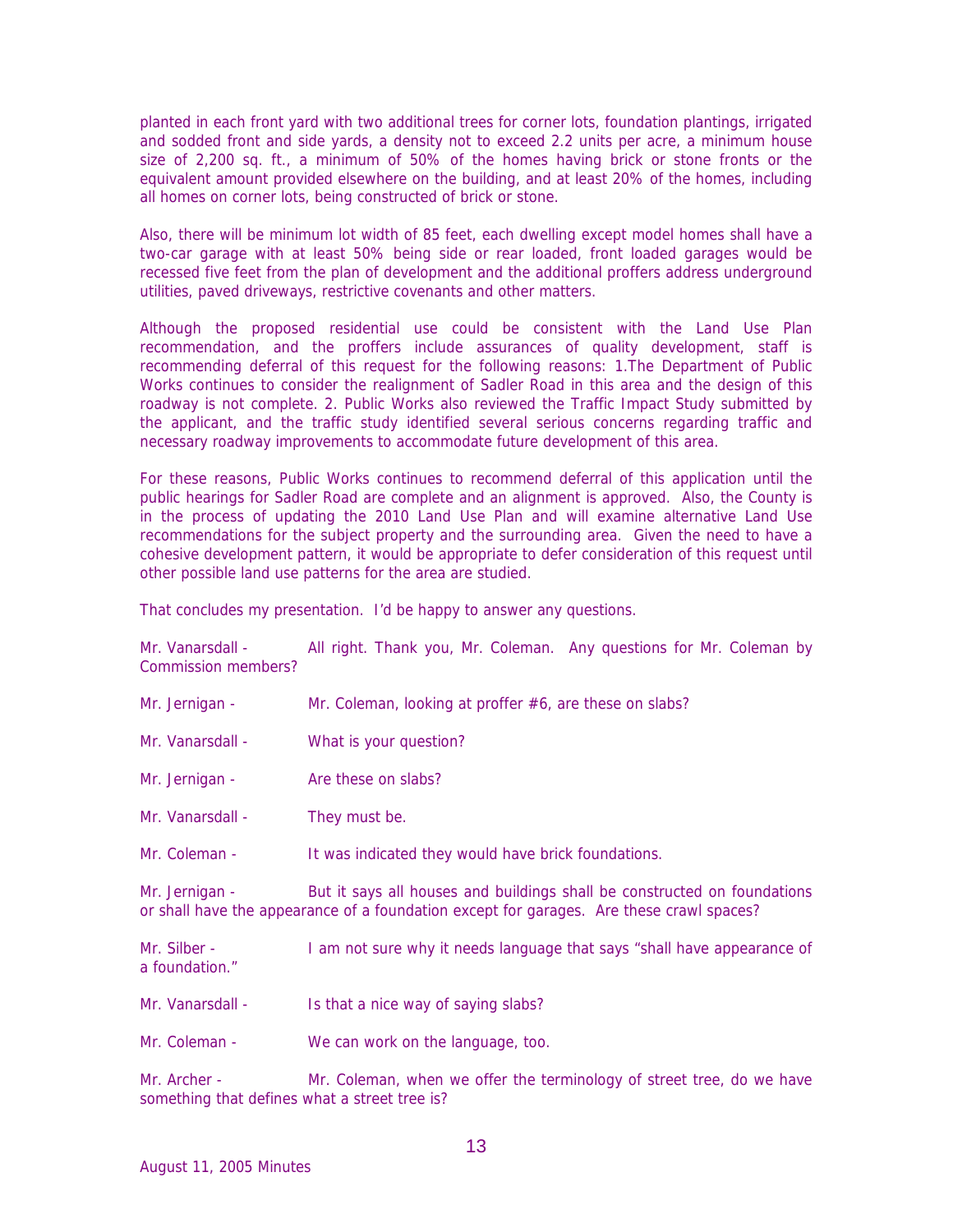planted in each front yard with two additional trees for corner lots, foundation plantings, irrigated and sodded front and side yards, a density not to exceed 2.2 units per acre, a minimum house size of 2,200 sq. ft., a minimum of 50% of the homes having brick or stone fronts or the equivalent amount provided elsewhere on the building, and at least 20% of the homes, including all homes on corner lots, being constructed of brick or stone.

Also, there will be minimum lot width of 85 feet, each dwelling except model homes shall have a two-car garage with at least 50% being side or rear loaded, front loaded garages would be recessed five feet from the plan of development and the additional proffers address underground utilities, paved driveways, restrictive covenants and other matters.

Although the proposed residential use could be consistent with the Land Use Plan recommendation, and the proffers include assurances of quality development, staff is recommending deferral of this request for the following reasons: 1.The Department of Public Works continues to consider the realignment of Sadler Road in this area and the design of this roadway is not complete. 2. Public Works also reviewed the Traffic Impact Study submitted by the applicant, and the traffic study identified several serious concerns regarding traffic and necessary roadway improvements to accommodate future development of this area.

For these reasons, Public Works continues to recommend deferral of this application until the public hearings for Sadler Road are complete and an alignment is approved. Also, the County is in the process of updating the 2010 Land Use Plan and will examine alternative Land Use recommendations for the subject property and the surrounding area. Given the need to have a cohesive development pattern, it would be appropriate to defer consideration of this request until other possible land use patterns for the area are studied.

That concludes my presentation. I'd be happy to answer any questions.

Mr. Vanarsdall - All right. Thank you, Mr. Coleman. Any questions for Mr. Coleman by Commission members?

Mr. Jernigan - Mr. Coleman, looking at proffer #6, are these on slabs?

Mr. Vanarsdall - What is your question?

Mr. Jernigan - Are these on slabs?

Mr. Vanarsdall - They must be.

Mr. Coleman - It was indicated they would have brick foundations.

Mr. Jernigan - But it says all houses and buildings shall be constructed on foundations or shall have the appearance of a foundation except for garages. Are these crawl spaces?

Mr. Silber - I am not sure why it needs language that says "shall have appearance of a foundation."

Mr. Vanarsdall - Is that a nice way of saying slabs?

Mr. Coleman - We can work on the language, too.

Mr. Archer - Mr. Coleman, when we offer the terminology of street tree, do we have something that defines what a street tree is?

August 11, 2005 Minutes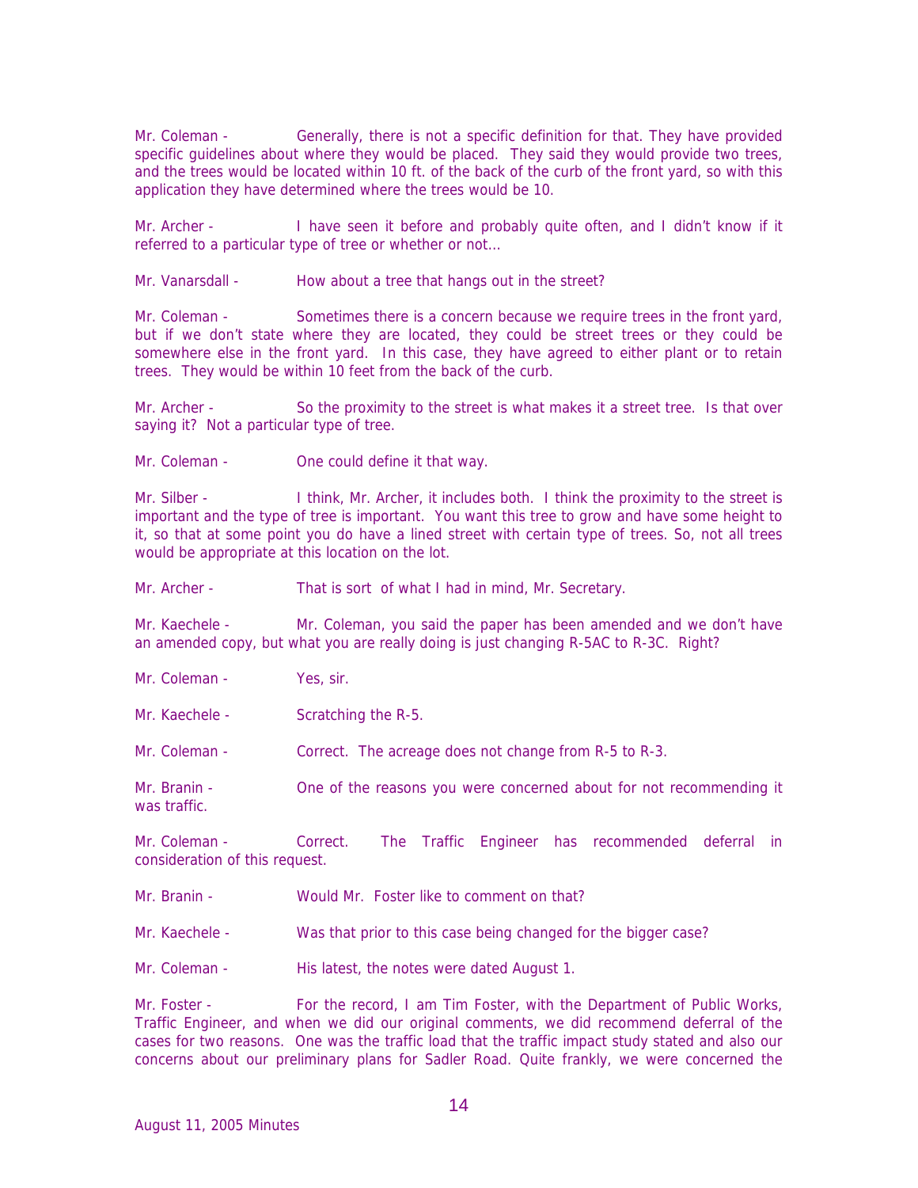Mr. Coleman - Generally, there is not a specific definition for that. They have provided specific guidelines about where they would be placed. They said they would provide two trees, and the trees would be located within 10 ft. of the back of the curb of the front yard, so with this application they have determined where the trees would be 10.

Mr. Archer - I have seen it before and probably quite often, and I didn't know if it referred to a particular type of tree or whether or not…

Mr. Vanarsdall - How about a tree that hangs out in the street?

Mr. Coleman - Sometimes there is a concern because we require trees in the front yard, but if we don't state where they are located, they could be street trees or they could be somewhere else in the front yard. In this case, they have agreed to either plant or to retain trees. They would be within 10 feet from the back of the curb.

Mr. Archer - So the proximity to the street is what makes it a street tree. Is that over saying it? Not a particular type of tree.

Mr. Coleman - One could define it that way.

Mr. Silber - I think, Mr. Archer, it includes both. I think the proximity to the street is important and the type of tree is important. You want this tree to grow and have some height to it, so that at some point you do have a lined street with certain type of trees. So, not all trees would be appropriate at this location on the lot.

Mr. Archer - That is sort of what I had in mind, Mr. Secretary.

Mr. Kaechele - Mr. Coleman, you said the paper has been amended and we don't have an amended copy, but what you are really doing is just changing R-5AC to R-3C. Right?

Mr. Coleman - Yes, sir.

Mr. Kaechele - Scratching the R-5.

Mr. Coleman - Correct. The acreage does not change from R-5 to R-3.

Mr. Branin - One of the reasons you were concerned about for not recommending it was traffic.

Mr. Coleman - Correct. The Traffic Engineer has recommended deferral in consideration of this request.

Mr. Branin - Would Mr. Foster like to comment on that?

Mr. Kaechele - Was that prior to this case being changed for the bigger case?

Mr. Coleman - His latest, the notes were dated August 1.

Mr. Foster - For the record, I am Tim Foster, with the Department of Public Works, Traffic Engineer, and when we did our original comments, we did recommend deferral of the cases for two reasons. One was the traffic load that the traffic impact study stated and also our concerns about our preliminary plans for Sadler Road. Quite frankly, we were concerned the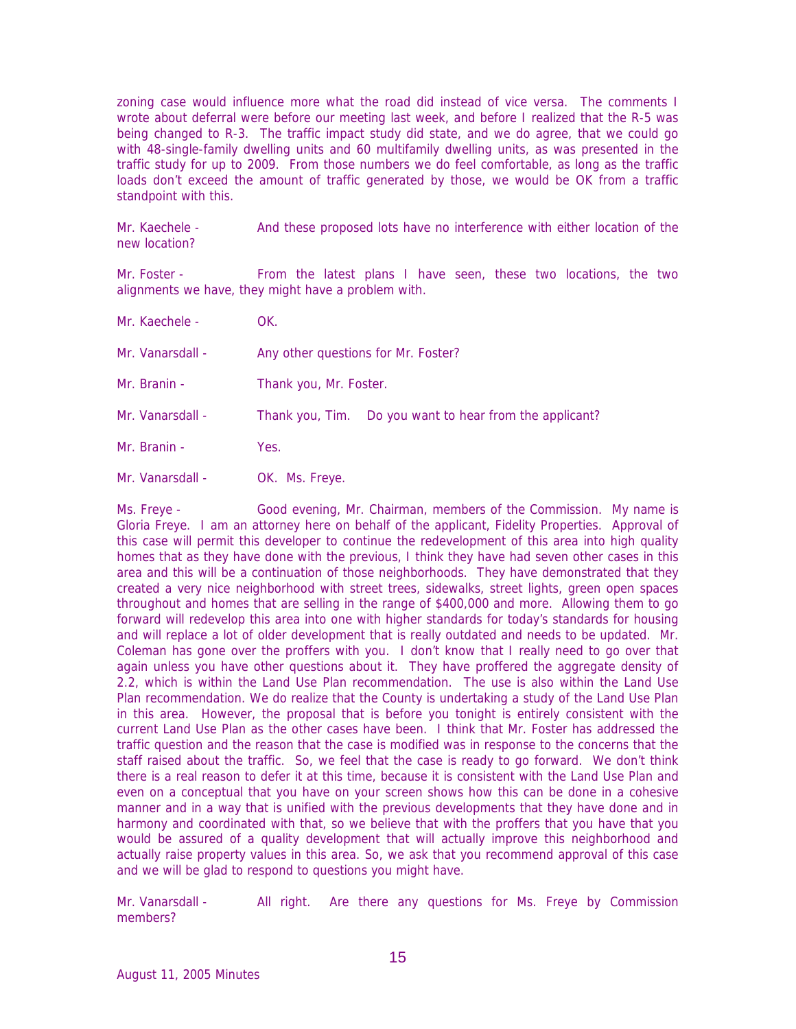zoning case would influence more what the road did instead of vice versa. The comments I wrote about deferral were before our meeting last week, and before I realized that the R-5 was being changed to R-3. The traffic impact study did state, and we do agree, that we could go with 48-single-family dwelling units and 60 multifamily dwelling units, as was presented in the traffic study for up to 2009. From those numbers we do feel comfortable, as long as the traffic loads don't exceed the amount of traffic generated by those, we would be OK from a traffic standpoint with this.

Mr. Kaechele - And these proposed lots have no interference with either location of the new location?

Mr. Foster - From the latest plans I have seen, these two locations, the two alignments we have, they might have a problem with.

Mr. Kaechele - OK.

Mr. Vanarsdall - Any other questions for Mr. Foster?

Mr. Branin - Thank you, Mr. Foster.

Mr. Vanarsdall - Thank you, Tim. Do you want to hear from the applicant?

Mr. Branin - Yes.

Mr. Vanarsdall - OK. Ms. Freye.

Ms. Freye - Good evening, Mr. Chairman, members of the Commission. My name is Gloria Freye. I am an attorney here on behalf of the applicant, Fidelity Properties. Approval of this case will permit this developer to continue the redevelopment of this area into high quality homes that as they have done with the previous, I think they have had seven other cases in this area and this will be a continuation of those neighborhoods. They have demonstrated that they created a very nice neighborhood with street trees, sidewalks, street lights, green open spaces throughout and homes that are selling in the range of $400,000 and more. Allowing them to go forward will redevelop this area into one with higher standards for today's standards for housing and will replace a lot of older development that is really outdated and needs to be updated. Mr. Coleman has gone over the proffers with you. I don't know that I really need to go over that again unless you have other questions about it. They have proffered the aggregate density of 2.2, which is within the Land Use Plan recommendation. The use is also within the Land Use Plan recommendation. We do realize that the County is undertaking a study of the Land Use Plan in this area. However, the proposal that is before you tonight is entirely consistent with the current Land Use Plan as the other cases have been. I think that Mr. Foster has addressed the traffic question and the reason that the case is modified was in response to the concerns that the staff raised about the traffic. So, we feel that the case is ready to go forward. We don't think there is a real reason to defer it at this time, because it is consistent with the Land Use Plan and even on a conceptual that you have on your screen shows how this can be done in a cohesive manner and in a way that is unified with the previous developments that they have done and in harmony and coordinated with that, so we believe that with the proffers that you have that you would be assured of a quality development that will actually improve this neighborhood and actually raise property values in this area. So, we ask that you recommend approval of this case and we will be glad to respond to questions you might have.

Mr. Vanarsdall - All right. Are there any questions for Ms. Freye by Commission members?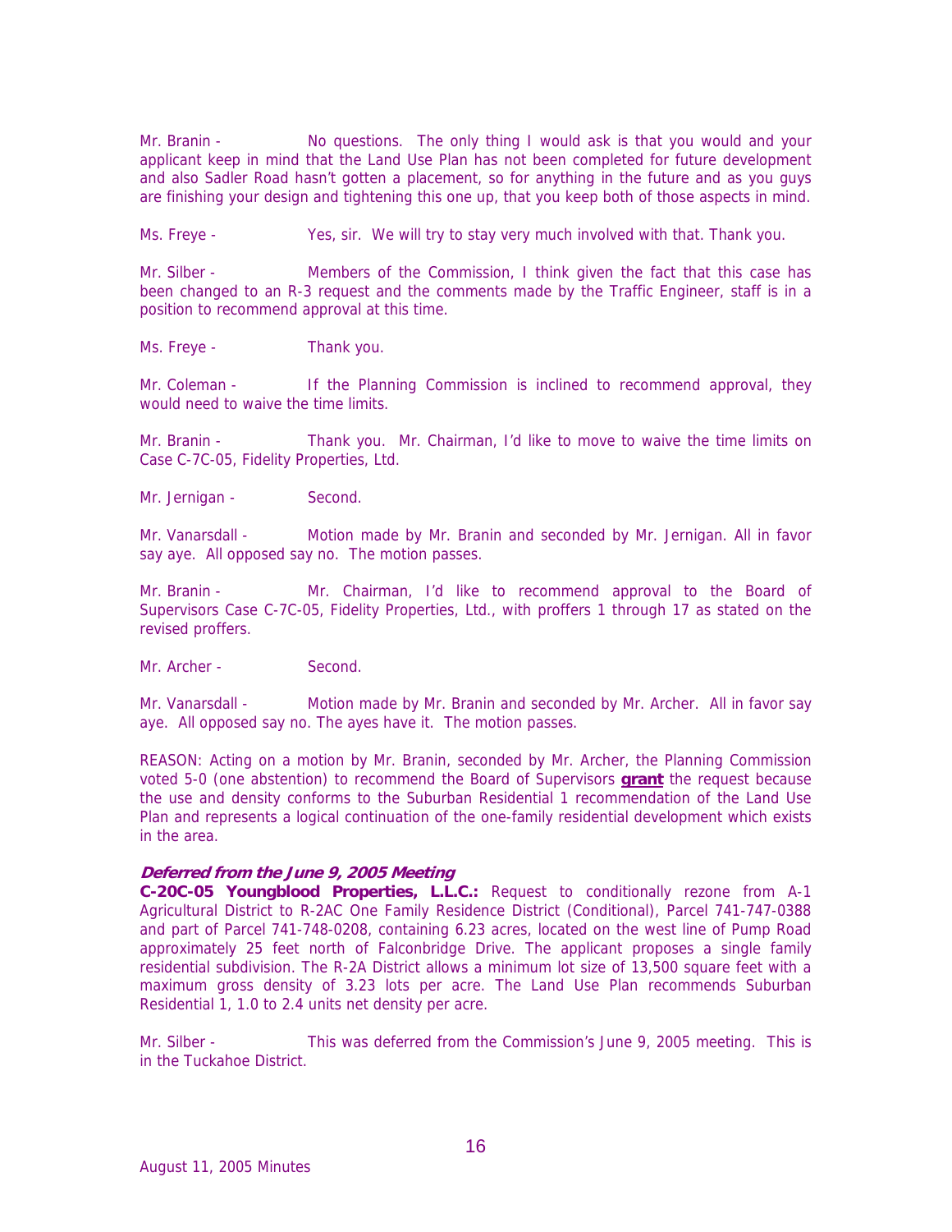Mr. Branin - No questions. The only thing I would ask is that you would and your applicant keep in mind that the Land Use Plan has not been completed for future development and also Sadler Road hasn't gotten a placement, so for anything in the future and as you guys are finishing your design and tightening this one up, that you keep both of those aspects in mind.

Ms. Freye - Yes, sir. We will try to stay very much involved with that. Thank you.

Mr. Silber - Members of the Commission, I think given the fact that this case has been changed to an R-3 request and the comments made by the Traffic Engineer, staff is in a position to recommend approval at this time.

Ms. Freye - Thank you.

Mr. Coleman - If the Planning Commission is inclined to recommend approval, they would need to waive the time limits.

Mr. Branin - Thank you. Mr. Chairman, I'd like to move to waive the time limits on Case C-7C-05, Fidelity Properties, Ltd.

Mr. Jernigan - Second.

Mr. Vanarsdall - Motion made by Mr. Branin and seconded by Mr. Jernigan. All in favor say aye. All opposed say no. The motion passes.

Mr. Branin - Mr. Chairman, I'd like to recommend approval to the Board of Supervisors Case C-7C-05, Fidelity Properties, Ltd., with proffers 1 through 17 as stated on the revised proffers.

Mr. Archer - Second.

Mr. Vanarsdall - Motion made by Mr. Branin and seconded by Mr. Archer. All in favor say aye. All opposed say no. The ayes have it. The motion passes.

REASON: Acting on a motion by Mr. Branin, seconded by Mr. Archer, the Planning Commission voted 5-0 (one abstention) to recommend the Board of Supervisors **grant** the request because the use and density conforms to the Suburban Residential 1 recommendation of the Land Use Plan and represents a logical continuation of the one-family residential development which exists in the area.

***Deferred from the June 9, 2005 Meeting***
**C-20C-05 Youngblood Properties, L.L.C.:** Request to conditionally rezone from A-1 Agricultural District to R-2AC One Family Residence District (Conditional), Parcel 741-747-0388 and part of Parcel 741-748-0208, containing 6.23 acres, located on the west line of Pump Road approximately 25 feet north of Falconbridge Drive. The applicant proposes a single family residential subdivision. The R-2A District allows a minimum lot size of 13,500 square feet with a maximum gross density of 3.23 lots per acre. The Land Use Plan recommends Suburban Residential 1, 1.0 to 2.4 units net density per acre.

Mr. Silber - This was deferred from the Commission's June 9, 2005 meeting. This is in the Tuckahoe District.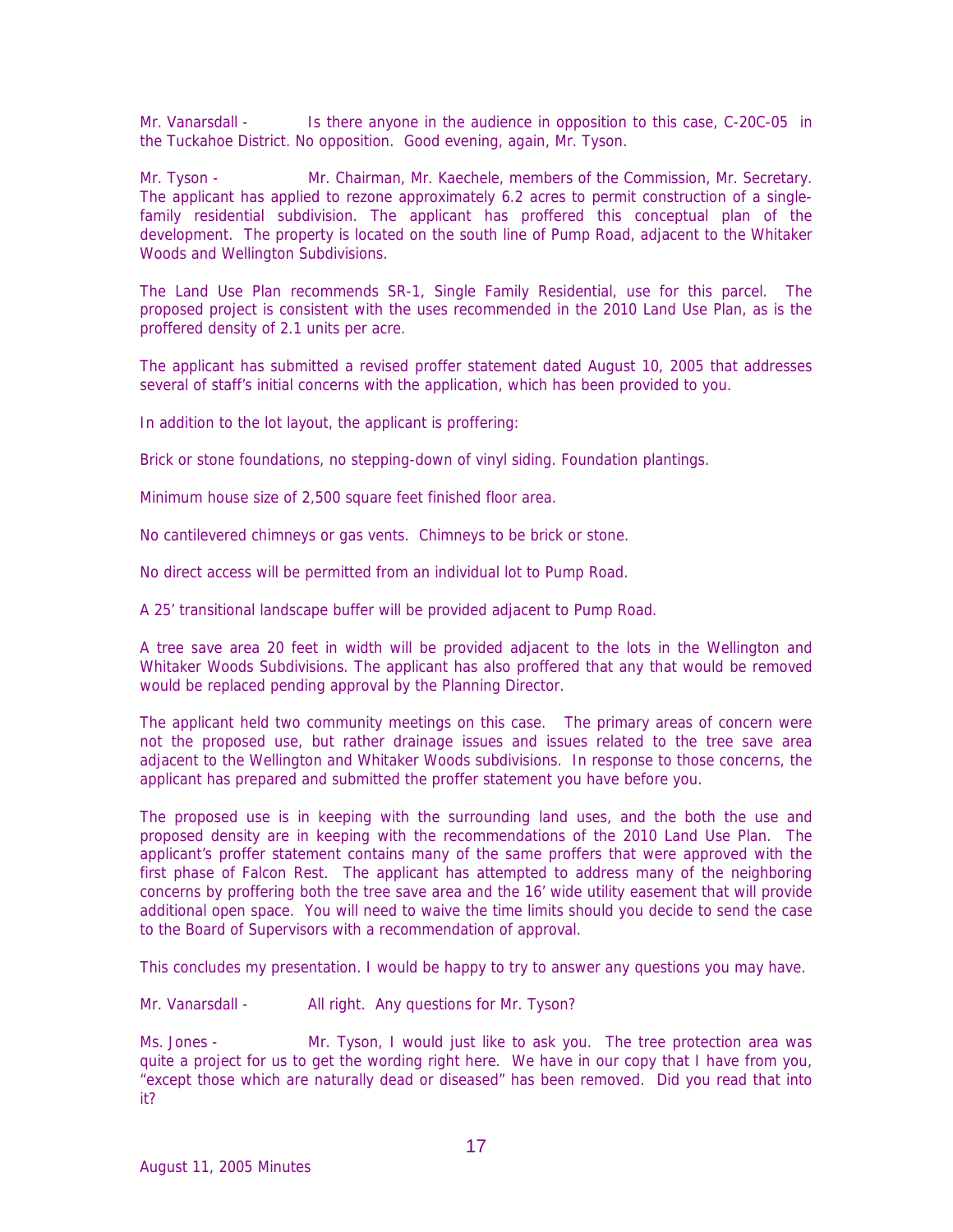Mr. Vanarsdall - Is there anyone in the audience in opposition to this case, C-20C-05 in the Tuckahoe District. No opposition. Good evening, again, Mr. Tyson.

Mr. Tyson - Mr. Chairman, Mr. Kaechele, members of the Commission, Mr. Secretary. The applicant has applied to rezone approximately 6.2 acres to permit construction of a single-family residential subdivision. The applicant has proffered this conceptual plan of the development. The property is located on the south line of Pump Road, adjacent to the Whitaker Woods and Wellington Subdivisions.

The Land Use Plan recommends SR-1, Single Family Residential, use for this parcel. The proposed project is consistent with the uses recommended in the 2010 Land Use Plan, as is the proffered density of 2.1 units per acre.

The applicant has submitted a revised proffer statement dated August 10, 2005 that addresses several of staff's initial concerns with the application, which has been provided to you.

In addition to the lot layout, the applicant is proffering:

Brick or stone foundations, no stepping-down of vinyl siding. Foundation plantings.

Minimum house size of 2,500 square feet finished floor area.

No cantilevered chimneys or gas vents. Chimneys to be brick or stone.

No direct access will be permitted from an individual lot to Pump Road.

A 25' transitional landscape buffer will be provided adjacent to Pump Road.

A tree save area 20 feet in width will be provided adjacent to the lots in the Wellington and Whitaker Woods Subdivisions. The applicant has also proffered that any that would be removed would be replaced pending approval by the Planning Director.

The applicant held two community meetings on this case. The primary areas of concern were not the proposed use, but rather drainage issues and issues related to the tree save area adjacent to the Wellington and Whitaker Woods subdivisions. In response to those concerns, the applicant has prepared and submitted the proffer statement you have before you.

The proposed use is in keeping with the surrounding land uses, and the both the use and proposed density are in keeping with the recommendations of the 2010 Land Use Plan. The applicant's proffer statement contains many of the same proffers that were approved with the first phase of Falcon Rest. The applicant has attempted to address many of the neighboring concerns by proffering both the tree save area and the 16' wide utility easement that will provide additional open space. You will need to waive the time limits should you decide to send the case to the Board of Supervisors with a recommendation of approval.

This concludes my presentation. I would be happy to try to answer any questions you may have.

Mr. Vanarsdall - All right. Any questions for Mr. Tyson?

Ms. Jones - Mr. Tyson, I would just like to ask you. The tree protection area was quite a project for us to get the wording right here. We have in our copy that I have from you, "except those which are naturally dead or diseased" has been removed. Did you read that into it?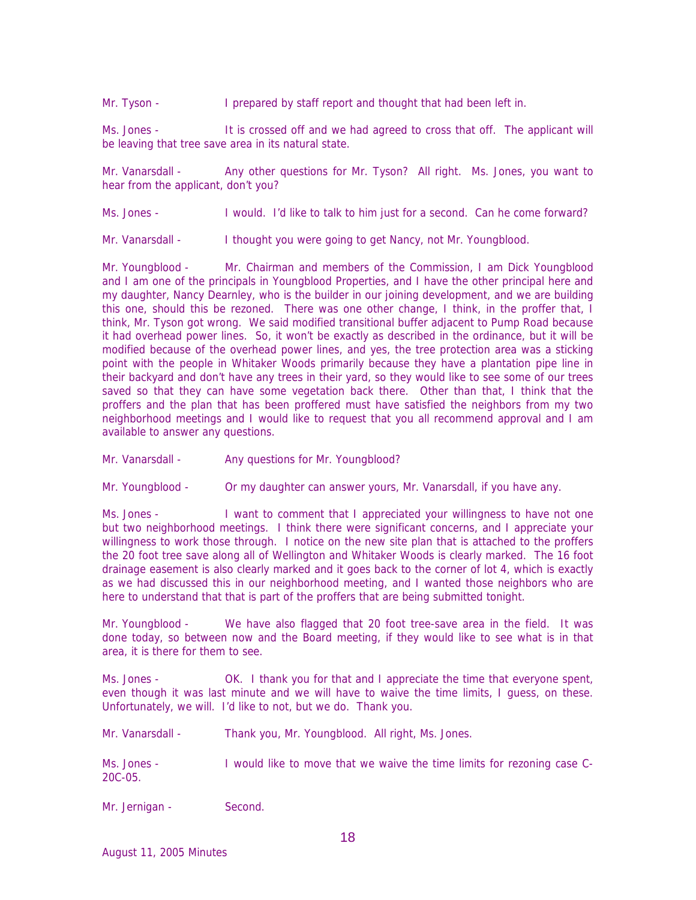Mr. Tyson - I prepared by staff report and thought that had been left in.

Ms. Jones - It is crossed off and we had agreed to cross that off. The applicant will be leaving that tree save area in its natural state.

Mr. Vanarsdall - Any other questions for Mr. Tyson? All right. Ms. Jones, you want to hear from the applicant, don't you?

Ms. Jones - I would. I'd like to talk to him just for a second. Can he come forward?

Mr. Vanarsdall - I thought you were going to get Nancy, not Mr. Youngblood.

Mr. Youngblood - Mr. Chairman and members of the Commission, I am Dick Youngblood and I am one of the principals in Youngblood Properties, and I have the other principal here and my daughter, Nancy Dearnley, who is the builder in our joining development, and we are building this one, should this be rezoned. There was one other change, I think, in the proffer that, I think, Mr. Tyson got wrong. We said modified transitional buffer adjacent to Pump Road because it had overhead power lines. So, it won't be exactly as described in the ordinance, but it will be modified because of the overhead power lines, and yes, the tree protection area was a sticking point with the people in Whitaker Woods primarily because they have a plantation pipe line in their backyard and don't have any trees in their yard, so they would like to see some of our trees saved so that they can have some vegetation back there. Other than that, I think that the proffers and the plan that has been proffered must have satisfied the neighbors from my two neighborhood meetings and I would like to request that you all recommend approval and I am available to answer any questions.

Mr. Vanarsdall - Any questions for Mr. Youngblood?

Mr. Youngblood - Or my daughter can answer yours, Mr. Vanarsdall, if you have any.

Ms. Jones - I want to comment that I appreciated your willingness to have not one but two neighborhood meetings. I think there were significant concerns, and I appreciate your willingness to work those through. I notice on the new site plan that is attached to the proffers the 20 foot tree save along all of Wellington and Whitaker Woods is clearly marked. The 16 foot drainage easement is also clearly marked and it goes back to the corner of lot 4, which is exactly as we had discussed this in our neighborhood meeting, and I wanted those neighbors who are here to understand that that is part of the proffers that are being submitted tonight.

Mr. Youngblood - We have also flagged that 20 foot tree-save area in the field. It was done today, so between now and the Board meeting, if they would like to see what is in that area, it is there for them to see.

Ms. Jones - OK. I thank you for that and I appreciate the time that everyone spent, even though it was last minute and we will have to waive the time limits, I guess, on these. Unfortunately, we will. I'd like to not, but we do. Thank you.

Mr. Vanarsdall - Thank you, Mr. Youngblood. All right, Ms. Jones.

Ms. Jones - I would like to move that we waive the time limits for rezoning case C-20C-05.

Mr. Jernigan - Second.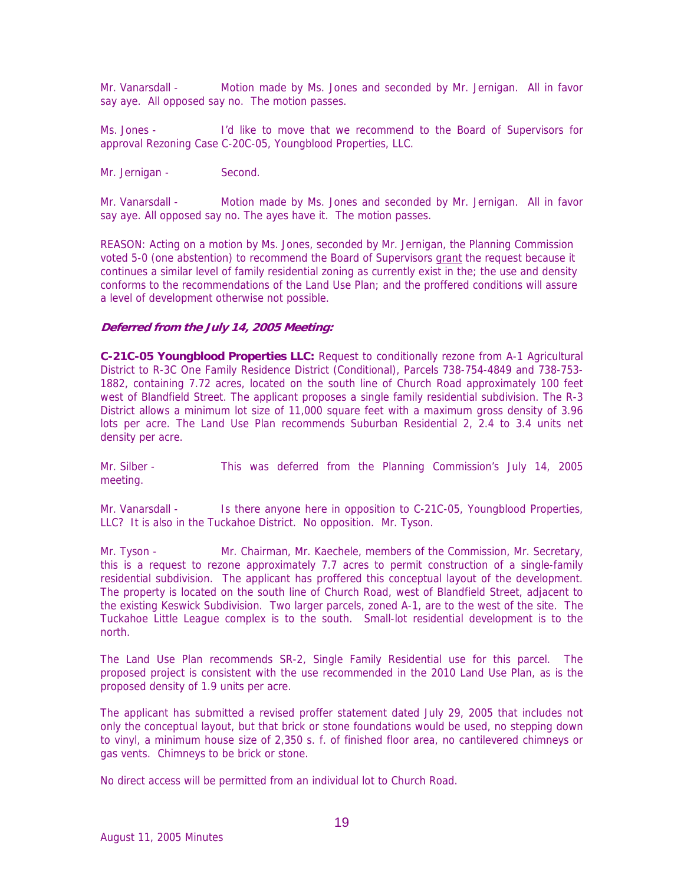Mr. Vanarsdall - Motion made by Ms. Jones and seconded by Mr. Jernigan. All in favor say aye. All opposed say no. The motion passes.

Ms. Jones - I'd like to move that we recommend to the Board of Supervisors for approval Rezoning Case C-20C-05, Youngblood Properties, LLC.

Mr. Jernigan - Second.

Mr. Vanarsdall - Motion made by Ms. Jones and seconded by Mr. Jernigan. All in favor say aye. All opposed say no. The ayes have it. The motion passes.

REASON: Acting on a motion by Ms. Jones, seconded by Mr. Jernigan, the Planning Commission voted 5-0 (one abstention) to recommend the Board of Supervisors grant the request because it continues a similar level of family residential zoning as currently exist in the; the use and density conforms to the recommendations of the Land Use Plan; and the proffered conditions will assure a level of development otherwise not possible.

***Deferred from the July 14, 2005 Meeting:***

**C-21C-05 Youngblood Properties LLC:** Request to conditionally rezone from A-1 Agricultural District to R-3C One Family Residence District (Conditional), Parcels 738-754-4849 and 738-753-1882, containing 7.72 acres, located on the south line of Church Road approximately 100 feet west of Blandfield Street. The applicant proposes a single family residential subdivision. The R-3 District allows a minimum lot size of 11,000 square feet with a maximum gross density of 3.96 lots per acre. The Land Use Plan recommends Suburban Residential 2, 2.4 to 3.4 units net density per acre.

Mr. Silber - This was deferred from the Planning Commission's July 14, 2005 meeting.

Mr. Vanarsdall - Is there anyone here in opposition to C-21C-05, Youngblood Properties, LLC? It is also in the Tuckahoe District. No opposition. Mr. Tyson.

Mr. Tyson - Mr. Chairman, Mr. Kaechele, members of the Commission, Mr. Secretary, this is a request to rezone approximately 7.7 acres to permit construction of a single-family residential subdivision. The applicant has proffered this conceptual layout of the development. The property is located on the south line of Church Road, west of Blandfield Street, adjacent to the existing Keswick Subdivision. Two larger parcels, zoned A-1, are to the west of the site. The Tuckahoe Little League complex is to the south. Small-lot residential development is to the north.

The Land Use Plan recommends SR-2, Single Family Residential use for this parcel. The proposed project is consistent with the use recommended in the 2010 Land Use Plan, as is the proposed density of 1.9 units per acre.

The applicant has submitted a revised proffer statement dated July 29, 2005 that includes not only the conceptual layout, but that brick or stone foundations would be used, no stepping down to vinyl, a minimum house size of 2,350 s. f. of finished floor area, no cantilevered chimneys or gas vents. Chimneys to be brick or stone.

No direct access will be permitted from an individual lot to Church Road.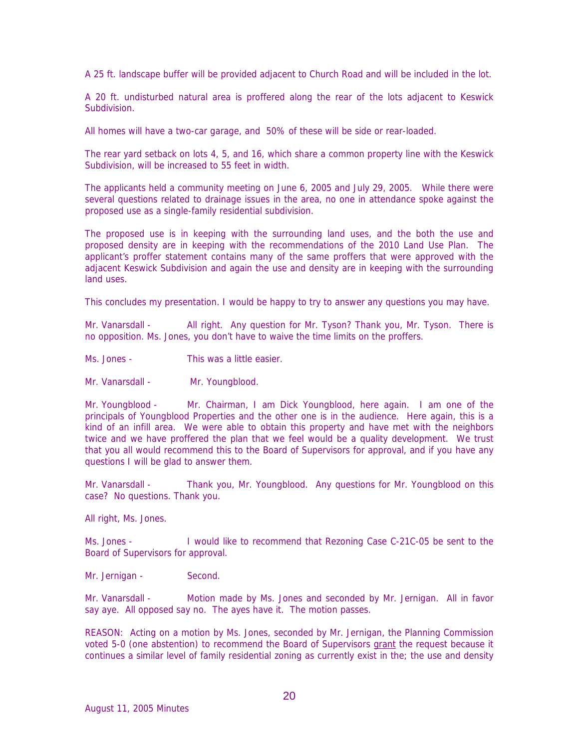A 25 ft. landscape buffer will be provided adjacent to Church Road and will be included in the lot.

A 20 ft. undisturbed natural area is proffered along the rear of the lots adjacent to Keswick Subdivision.

All homes will have a two-car garage, and 50% of these will be side or rear-loaded.

The rear yard setback on lots 4, 5, and 16, which share a common property line with the Keswick Subdivision, will be increased to 55 feet in width.

The applicants held a community meeting on June 6, 2005 and July 29, 2005. While there were several questions related to drainage issues in the area, no one in attendance spoke against the proposed use as a single-family residential subdivision.

The proposed use is in keeping with the surrounding land uses, and the both the use and proposed density are in keeping with the recommendations of the 2010 Land Use Plan. The applicant's proffer statement contains many of the same proffers that were approved with the adjacent Keswick Subdivision and again the use and density are in keeping with the surrounding land uses.

This concludes my presentation. I would be happy to try to answer any questions you may have.

Mr. Vanarsdall - All right. Any question for Mr. Tyson? Thank you, Mr. Tyson. There is no opposition. Ms. Jones, you don't have to waive the time limits on the proffers.

Ms. Jones - This was a little easier.

Mr. Vanarsdall - Mr. Youngblood.

Mr. Youngblood - Mr. Chairman, I am Dick Youngblood, here again. I am one of the principals of Youngblood Properties and the other one is in the audience. Here again, this is a kind of an infill area. We were able to obtain this property and have met with the neighbors twice and we have proffered the plan that we feel would be a quality development. We trust that you all would recommend this to the Board of Supervisors for approval, and if you have any questions I will be glad to answer them.

Mr. Vanarsdall - Thank you, Mr. Youngblood. Any questions for Mr. Youngblood on this case? No questions. Thank you.

All right, Ms. Jones.

Ms. Jones - I would like to recommend that Rezoning Case C-21C-05 be sent to the Board of Supervisors for approval.

Mr. Jernigan - Second.

Mr. Vanarsdall - Motion made by Ms. Jones and seconded by Mr. Jernigan. All in favor say aye. All opposed say no. The ayes have it. The motion passes.

REASON: Acting on a motion by Ms. Jones, seconded by Mr. Jernigan, the Planning Commission voted 5-0 (one abstention) to recommend the Board of Supervisors grant the request because it continues a similar level of family residential zoning as currently exist in the; the use and density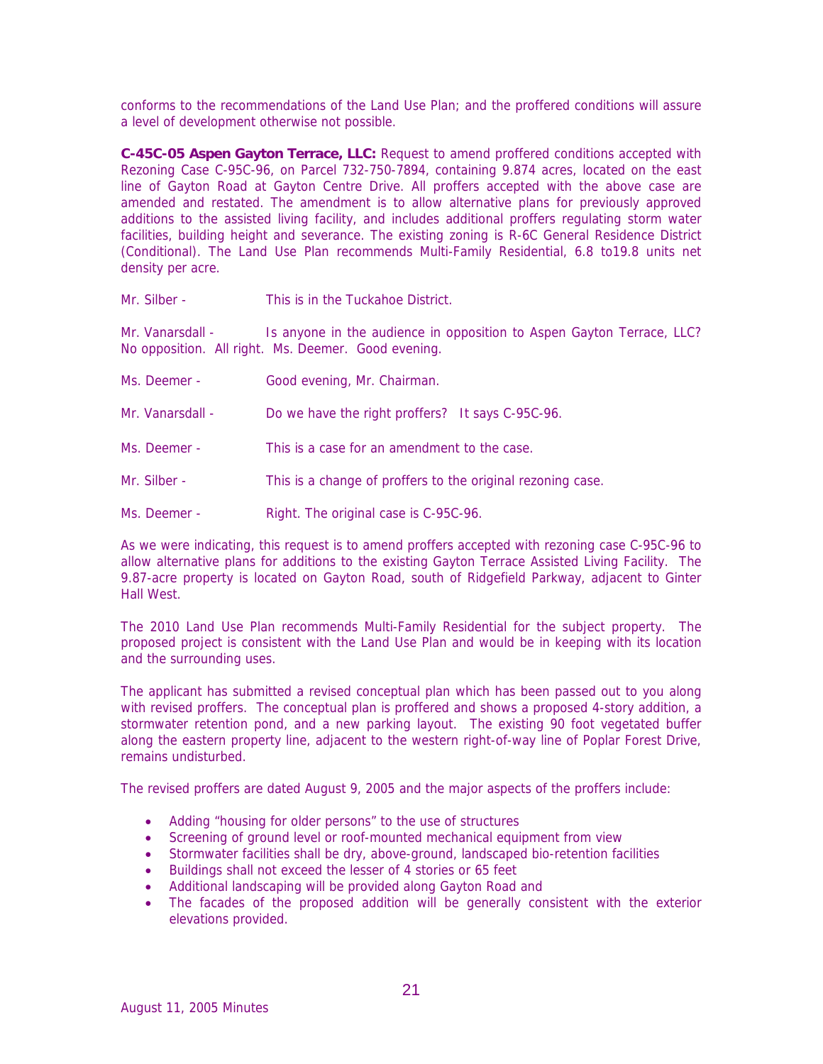conforms to the recommendations of the Land Use Plan; and the proffered conditions will assure a level of development otherwise not possible.

**C-45C-05 Aspen Gayton Terrace, LLC:** Request to amend proffered conditions accepted with Rezoning Case C-95C-96, on Parcel 732-750-7894, containing 9.874 acres, located on the east line of Gayton Road at Gayton Centre Drive. All proffers accepted with the above case are amended and restated. The amendment is to allow alternative plans for previously approved additions to the assisted living facility, and includes additional proffers regulating storm water facilities, building height and severance. The existing zoning is R-6C General Residence District (Conditional). The Land Use Plan recommends Multi-Family Residential, 6.8 to19.8 units net density per acre.

Mr. Silber - This is in the Tuckahoe District.

Mr. Vanarsdall - Is anyone in the audience in opposition to Aspen Gayton Terrace, LLC? No opposition. All right. Ms. Deemer. Good evening.

Ms. Deemer - Good evening, Mr. Chairman.

Mr. Vanarsdall - Do we have the right proffers? It says C-95C-96.

Ms. Deemer - This is a case for an amendment to the case.

Mr. Silber - This is a change of proffers to the original rezoning case.

Ms. Deemer - Right. The original case is C-95C-96.

As we were indicating, this request is to amend proffers accepted with rezoning case C-95C-96 to allow alternative plans for additions to the existing Gayton Terrace Assisted Living Facility. The 9.87-acre property is located on Gayton Road, south of Ridgefield Parkway, adjacent to Ginter Hall West.

The 2010 Land Use Plan recommends Multi-Family Residential for the subject property. The proposed project is consistent with the Land Use Plan and would be in keeping with its location and the surrounding uses.

The applicant has submitted a revised conceptual plan which has been passed out to you along with revised proffers. The conceptual plan is proffered and shows a proposed 4-story addition, a stormwater retention pond, and a new parking layout. The existing 90 foot vegetated buffer along the eastern property line, adjacent to the western right-of-way line of Poplar Forest Drive, remains undisturbed.

The revised proffers are dated August 9, 2005 and the major aspects of the proffers include:

- Adding "housing for older persons" to the use of structures
- Screening of ground level or roof-mounted mechanical equipment from view
- Stormwater facilities shall be dry, above-ground, landscaped bio-retention facilities
- Buildings shall not exceed the lesser of 4 stories or 65 feet
- Additional landscaping will be provided along Gayton Road and
- The facades of the proposed addition will be generally consistent with the exterior elevations provided.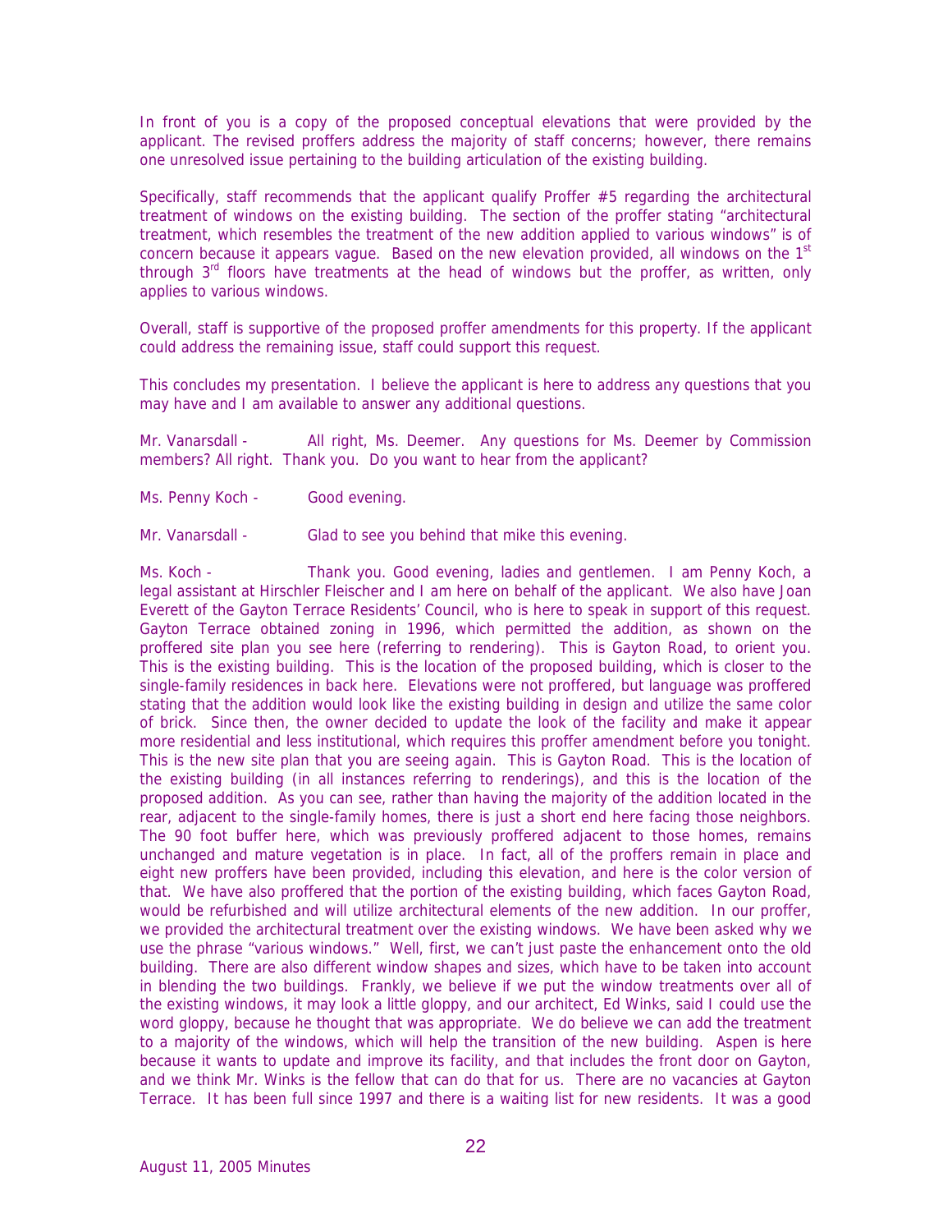In front of you is a copy of the proposed conceptual elevations that were provided by the applicant. The revised proffers address the majority of staff concerns; however, there remains one unresolved issue pertaining to the building articulation of the existing building.

Specifically, staff recommends that the applicant qualify Proffer #5 regarding the architectural treatment of windows on the existing building. The section of the proffer stating "architectural treatment, which resembles the treatment of the new addition applied to various windows" is of concern because it appears vague. Based on the new elevation provided, all windows on the 1st through 3rd floors have treatments at the head of windows but the proffer, as written, only applies to various windows.

Overall, staff is supportive of the proposed proffer amendments for this property. If the applicant could address the remaining issue, staff could support this request.

This concludes my presentation. I believe the applicant is here to address any questions that you may have and I am available to answer any additional questions.

Mr. Vanarsdall - All right, Ms. Deemer. Any questions for Ms. Deemer by Commission members? All right. Thank you. Do you want to hear from the applicant?

Ms. Penny Koch - Good evening.

Mr. Vanarsdall - Glad to see you behind that mike this evening.

Ms. Koch - Thank you. Good evening, ladies and gentlemen. I am Penny Koch, a legal assistant at Hirschler Fleischer and I am here on behalf of the applicant. We also have Joan Everett of the Gayton Terrace Residents' Council, who is here to speak in support of this request. Gayton Terrace obtained zoning in 1996, which permitted the addition, as shown on the proffered site plan you see here (referring to rendering). This is Gayton Road, to orient you. This is the existing building. This is the location of the proposed building, which is closer to the single-family residences in back here. Elevations were not proffered, but language was proffered stating that the addition would look like the existing building in design and utilize the same color of brick. Since then, the owner decided to update the look of the facility and make it appear more residential and less institutional, which requires this proffer amendment before you tonight. This is the new site plan that you are seeing again. This is Gayton Road. This is the location of the existing building (in all instances referring to renderings), and this is the location of the proposed addition. As you can see, rather than having the majority of the addition located in the rear, adjacent to the single-family homes, there is just a short end here facing those neighbors. The 90 foot buffer here, which was previously proffered adjacent to those homes, remains unchanged and mature vegetation is in place. In fact, all of the proffers remain in place and eight new proffers have been provided, including this elevation, and here is the color version of that. We have also proffered that the portion of the existing building, which faces Gayton Road, would be refurbished and will utilize architectural elements of the new addition. In our proffer, we provided the architectural treatment over the existing windows. We have been asked why we use the phrase "various windows." Well, first, we can't just paste the enhancement onto the old building. There are also different window shapes and sizes, which have to be taken into account in blending the two buildings. Frankly, we believe if we put the window treatments over all of the existing windows, it may look a little gloppy, and our architect, Ed Winks, said I could use the word gloppy, because he thought that was appropriate. We do believe we can add the treatment to a majority of the windows, which will help the transition of the new building. Aspen is here because it wants to update and improve its facility, and that includes the front door on Gayton, and we think Mr. Winks is the fellow that can do that for us. There are no vacancies at Gayton Terrace. It has been full since 1997 and there is a waiting list for new residents. It was a good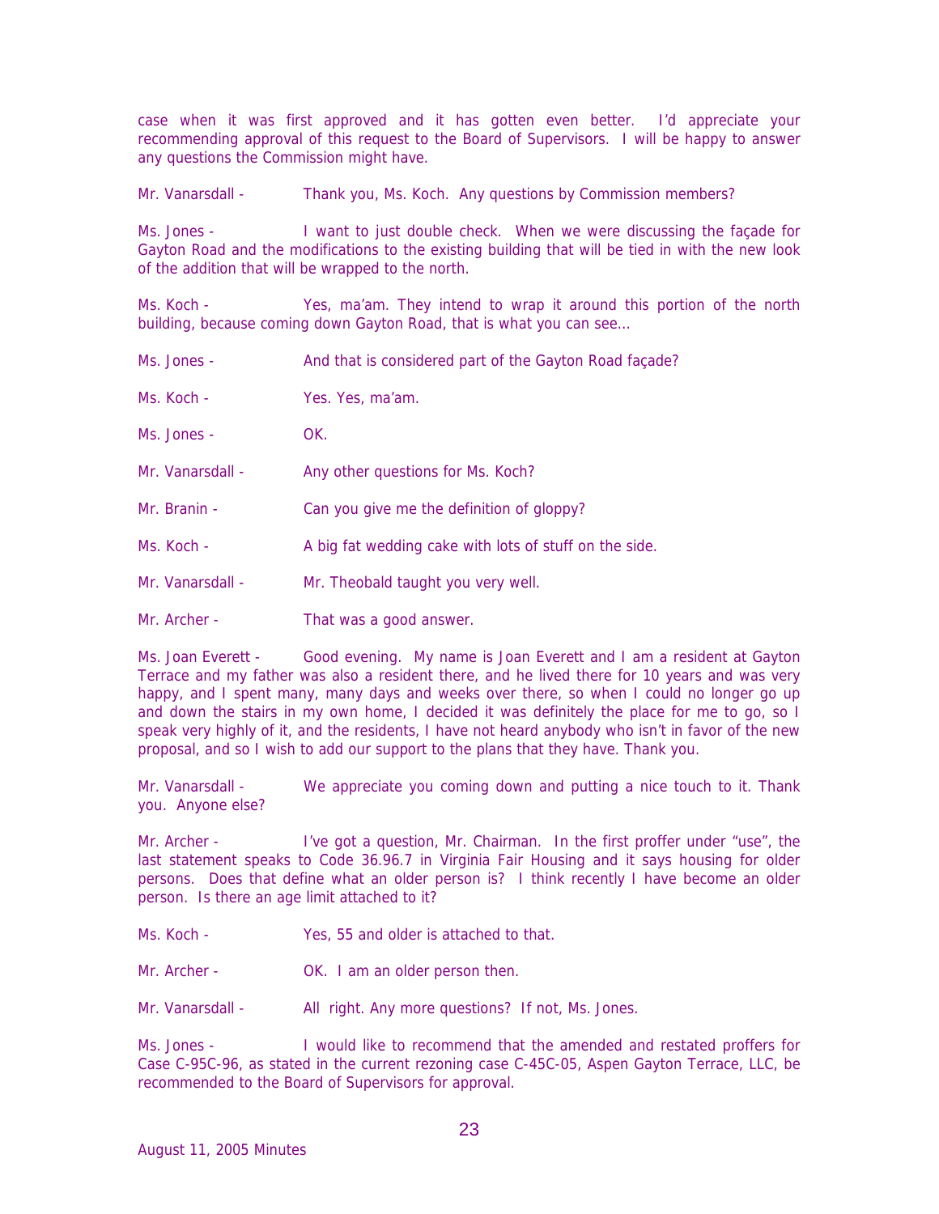case when it was first approved and it has gotten even better. I'd appreciate your recommending approval of this request to the Board of Supervisors. I will be happy to answer any questions the Commission might have.

Mr. Vanarsdall - Thank you, Ms. Koch. Any questions by Commission members?

Ms. Jones - I want to just double check. When we were discussing the façade for Gayton Road and the modifications to the existing building that will be tied in with the new look of the addition that will be wrapped to the north.

Ms. Koch - Yes, ma'am. They intend to wrap it around this portion of the north building, because coming down Gayton Road, that is what you can see…

Ms. Jones - And that is considered part of the Gayton Road façade?

Ms. Koch - Yes. Yes, ma'am.

Ms. Jones - OK.

Mr. Vanarsdall - Any other questions for Ms. Koch?

Mr. Branin - Can you give me the definition of gloppy?

Ms. Koch - A big fat wedding cake with lots of stuff on the side.

Mr. Vanarsdall - Mr. Theobald taught you very well.

Mr. Archer - That was a good answer.

Ms. Joan Everett - Good evening. My name is Joan Everett and I am a resident at Gayton Terrace and my father was also a resident there, and he lived there for 10 years and was very happy, and I spent many, many days and weeks over there, so when I could no longer go up and down the stairs in my own home, I decided it was definitely the place for me to go, so I speak very highly of it, and the residents, I have not heard anybody who isn't in favor of the new proposal, and so I wish to add our support to the plans that they have. Thank you.

Mr. Vanarsdall - We appreciate you coming down and putting a nice touch to it. Thank you. Anyone else?

Mr. Archer - I've got a question, Mr. Chairman. In the first proffer under "use", the last statement speaks to Code 36.96.7 in Virginia Fair Housing and it says housing for older persons. Does that define what an older person is? I think recently I have become an older person. Is there an age limit attached to it?

Ms. Koch - Yes, 55 and older is attached to that.

Mr. Archer - OK. I am an older person then.

Mr. Vanarsdall - All right. Any more questions? If not, Ms. Jones.

Ms. Jones - I would like to recommend that the amended and restated proffers for Case C-95C-96, as stated in the current rezoning case C-45C-05, Aspen Gayton Terrace, LLC, be recommended to the Board of Supervisors for approval.

August 11, 2005 Minutes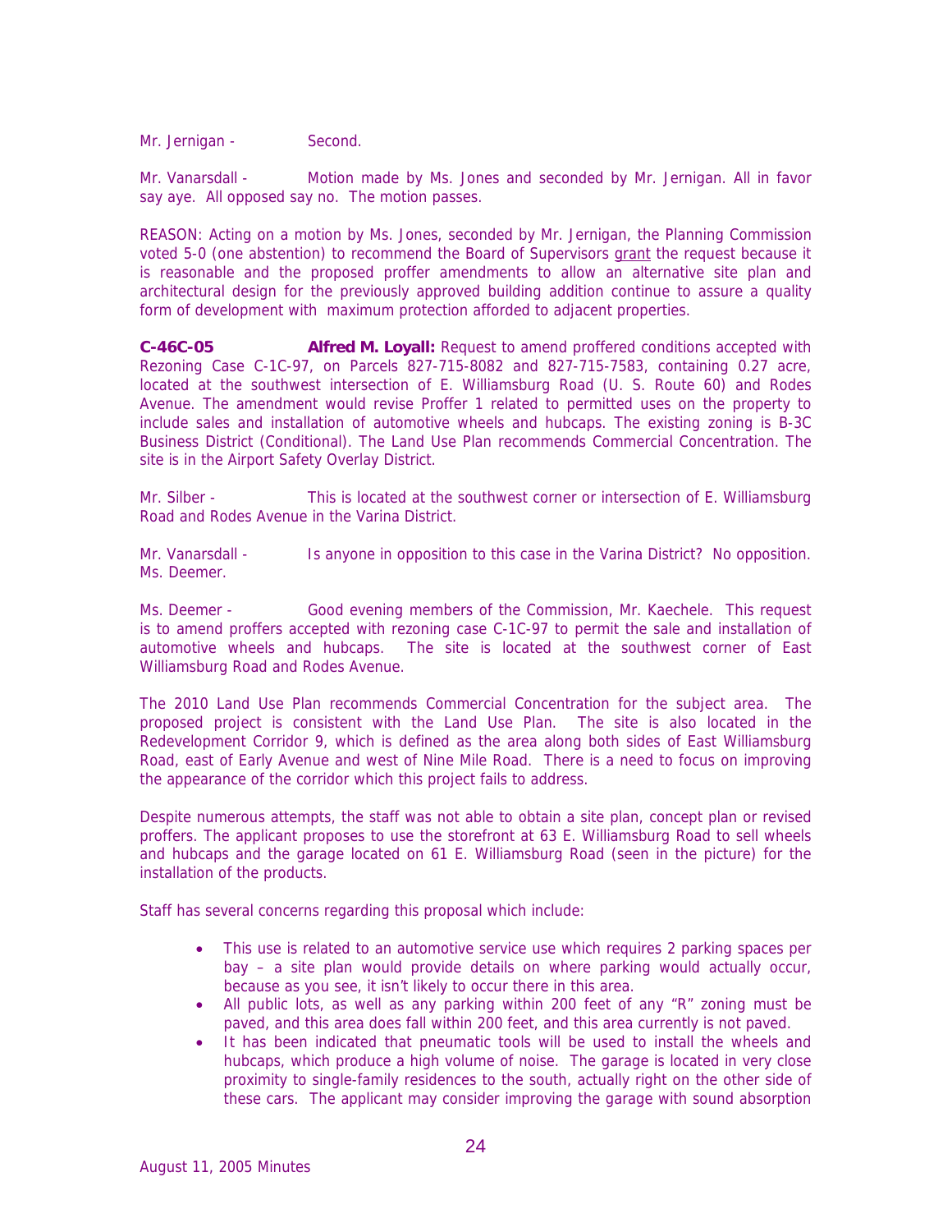Mr. Jernigan - Second.

Mr. Vanarsdall - Motion made by Ms. Jones and seconded by Mr. Jernigan. All in favor say aye. All opposed say no. The motion passes.

REASON: Acting on a motion by Ms. Jones, seconded by Mr. Jernigan, the Planning Commission voted 5-0 (one abstention) to recommend the Board of Supervisors grant the request because it is reasonable and the proposed proffer amendments to allow an alternative site plan and architectural design for the previously approved building addition continue to assure a quality form of development with maximum protection afforded to adjacent properties.

**C-46C-05** **Alfred M. Loyall:** Request to amend proffered conditions accepted with Rezoning Case C-1C-97, on Parcels 827-715-8082 and 827-715-7583, containing 0.27 acre, located at the southwest intersection of E. Williamsburg Road (U. S. Route 60) and Rodes Avenue. The amendment would revise Proffer 1 related to permitted uses on the property to include sales and installation of automotive wheels and hubcaps. The existing zoning is B-3C Business District (Conditional). The Land Use Plan recommends Commercial Concentration. The site is in the Airport Safety Overlay District.

Mr. Silber - This is located at the southwest corner or intersection of E. Williamsburg Road and Rodes Avenue in the Varina District.

Mr. Vanarsdall - Is anyone in opposition to this case in the Varina District? No opposition. Ms. Deemer.

Ms. Deemer - Good evening members of the Commission, Mr. Kaechele. This request is to amend proffers accepted with rezoning case C-1C-97 to permit the sale and installation of automotive wheels and hubcaps. The site is located at the southwest corner of East Williamsburg Road and Rodes Avenue.

The 2010 Land Use Plan recommends Commercial Concentration for the subject area. The proposed project is consistent with the Land Use Plan. The site is also located in the Redevelopment Corridor 9, which is defined as the area along both sides of East Williamsburg Road, east of Early Avenue and west of Nine Mile Road. There is a need to focus on improving the appearance of the corridor which this project fails to address.

Despite numerous attempts, the staff was not able to obtain a site plan, concept plan or revised proffers. The applicant proposes to use the storefront at 63 E. Williamsburg Road to sell wheels and hubcaps and the garage located on 61 E. Williamsburg Road (seen in the picture) for the installation of the products.

Staff has several concerns regarding this proposal which include:

- This use is related to an automotive service use which requires 2 parking spaces per bay – a site plan would provide details on where parking would actually occur, because as you see, it isn't likely to occur there in this area.
- All public lots, as well as any parking within 200 feet of any "R" zoning must be paved, and this area does fall within 200 feet, and this area currently is not paved.
- It has been indicated that pneumatic tools will be used to install the wheels and hubcaps, which produce a high volume of noise. The garage is located in very close proximity to single-family residences to the south, actually right on the other side of these cars. The applicant may consider improving the garage with sound absorption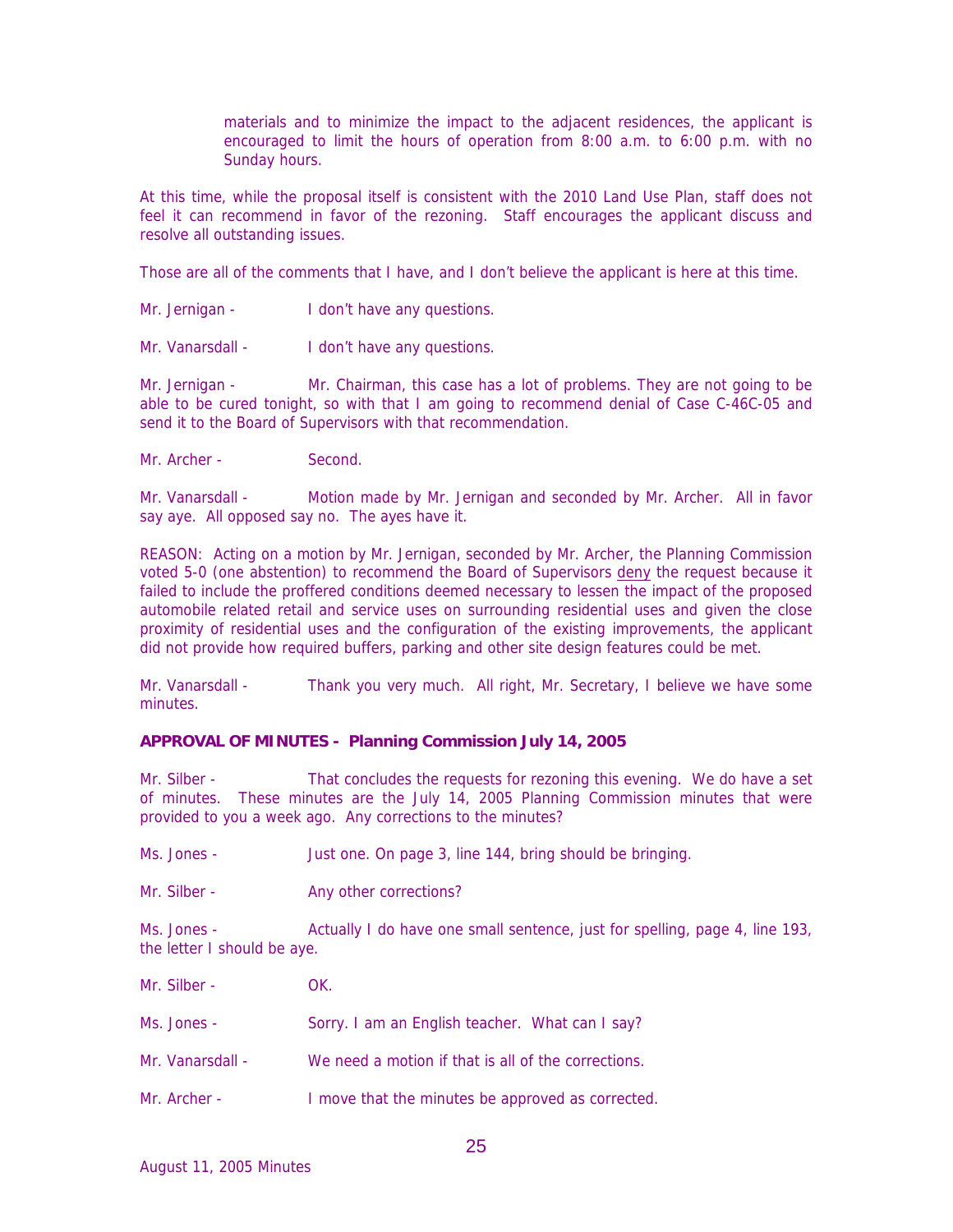materials and to minimize the impact to the adjacent residences, the applicant is encouraged to limit the hours of operation from 8:00 a.m. to 6:00 p.m. with no Sunday hours.

At this time, while the proposal itself is consistent with the 2010 Land Use Plan, staff does not feel it can recommend in favor of the rezoning. Staff encourages the applicant discuss and resolve all outstanding issues.

Those are all of the comments that I have, and I don't believe the applicant is here at this time.

Mr. Jernigan - I don't have any questions.

Mr. Vanarsdall - I don't have any questions.

Mr. Jernigan - Mr. Chairman, this case has a lot of problems. They are not going to be able to be cured tonight, so with that I am going to recommend denial of Case C-46C-05 and send it to the Board of Supervisors with that recommendation.

Mr. Archer - Second.

Mr. Vanarsdall - Motion made by Mr. Jernigan and seconded by Mr. Archer. All in favor say aye. All opposed say no. The ayes have it.

REASON: Acting on a motion by Mr. Jernigan, seconded by Mr. Archer, the Planning Commission voted 5-0 (one abstention) to recommend the Board of Supervisors deny the request because it failed to include the proffered conditions deemed necessary to lessen the impact of the proposed automobile related retail and service uses on surrounding residential uses and given the close proximity of residential uses and the configuration of the existing improvements, the applicant did not provide how required buffers, parking and other site design features could be met.

Mr. Vanarsdall - Thank you very much. All right, Mr. Secretary, I believe we have some minutes.

**APPROVAL OF MINUTES - Planning Commission July 14, 2005**

Mr. Silber - That concludes the requests for rezoning this evening. We do have a set of minutes. These minutes are the July 14, 2005 Planning Commission minutes that were provided to you a week ago. Any corrections to the minutes?

Ms. Jones - Just one. On page 3, line 144, bring should be bringing.

Mr. Silber - Any other corrections?

Ms. Jones - Actually I do have one small sentence, just for spelling, page 4, line 193, the letter I should be aye.

Mr. Silber - OK.

Ms. Jones - Sorry. I am an English teacher. What can I say?

Mr. Vanarsdall - We need a motion if that is all of the corrections.

Mr. Archer - I move that the minutes be approved as corrected.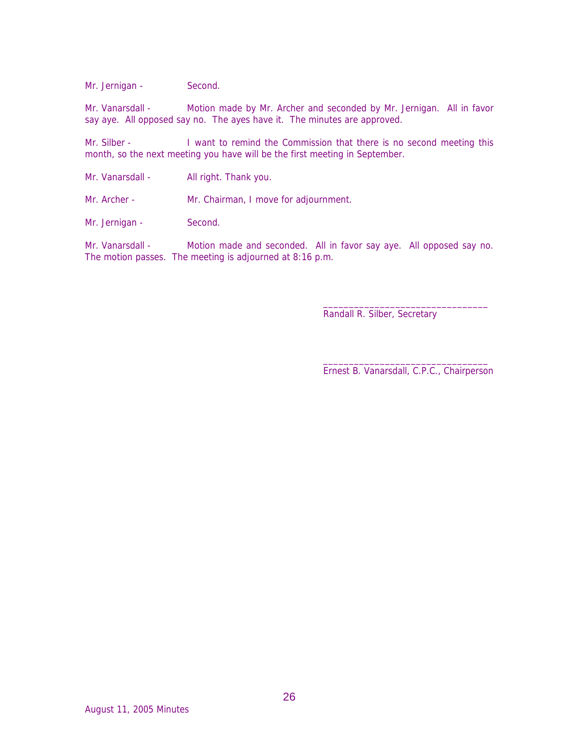Mr. Jernigan - Second.

Mr. Vanarsdall - Motion made by Mr. Archer and seconded by Mr. Jernigan. All in favor say aye. All opposed say no. The ayes have it. The minutes are approved.

Mr. Silber - I want to remind the Commission that there is no second meeting this month, so the next meeting you have will be the first meeting in September.

Mr. Vanarsdall - All right. Thank you.

Mr. Archer - Mr. Chairman, I move for adjournment.

Mr. Jernigan - Second.

Mr. Vanarsdall - Motion made and seconded. All in favor say aye. All opposed say no. The motion passes. The meeting is adjourned at 8:16 p.m.

_______________________________
Randall R. Silber, Secretary

_______________________________
Ernest B. Vanarsdall, C.P.C., Chairperson